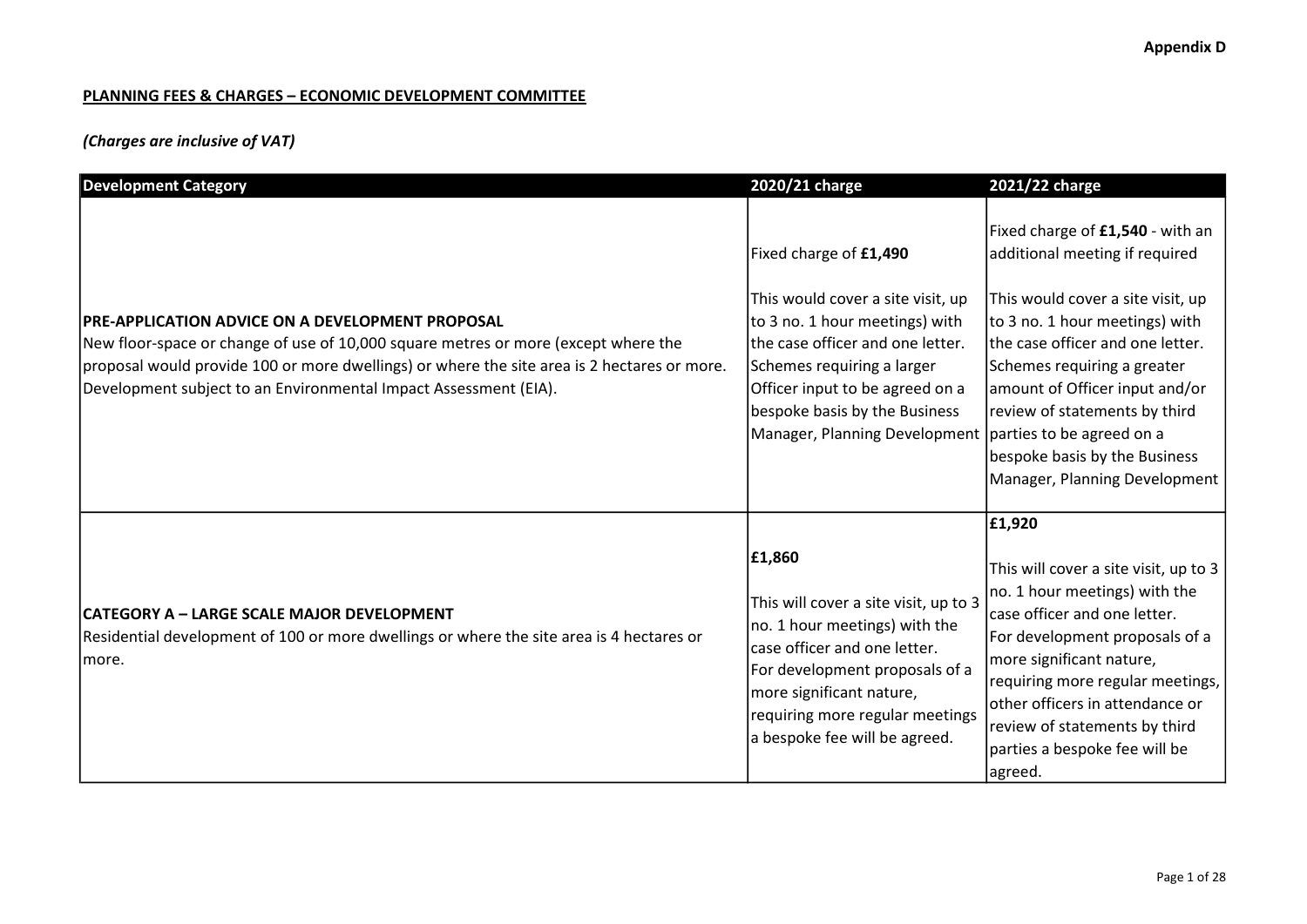Appendix D

**PLANNING FEES & CHARGES – ECONOMIC DEVELOPMENT COMMITTEE**

***(Charges are inclusive of VAT)***

| Development Category | 2020/21 charge | 2021/22 charge |
| --- | --- | --- |
| **PRE-APPLICATION ADVICE ON A DEVELOPMENT PROPOSAL**<br>New floor-space or change of use of 10,000 square metres or more (except where the proposal would provide 100 or more dwellings) or where the site area is 2 hectares or more. Development subject to an Environmental Impact Assessment (EIA). | Fixed charge of **£1,490**<br><br>This would cover a site visit, up to 3 no. 1 hour meetings) with the case officer and one letter. Schemes requiring a larger Officer input to be agreed on a bespoke basis by the Business Manager, Planning Development | Fixed charge of **£1,540** - with an additional meeting if required<br><br>This would cover a site visit, up to 3 no. 1 hour meetings) with the case officer and one letter. Schemes requiring a greater amount of Officer input and/or review of statements by third parties to be agreed on a bespoke basis by the Business Manager, Planning Development |
| **CATEGORY A – LARGE SCALE MAJOR DEVELOPMENT**<br>Residential development of 100 or more dwellings or where the site area is 4 hectares or more. | **£1,860**<br><br>This will cover a site visit, up to 3 no. 1 hour meetings) with the case officer and one letter. For development proposals of a more significant nature, requiring more regular meetings a bespoke fee will be agreed. | **£1,920**<br><br>This will cover a site visit, up to 3 no. 1 hour meetings) with the case officer and one letter. For development proposals of a more significant nature, requiring more regular meetings, other officers in attendance or review of statements by third parties a bespoke fee will be agreed. |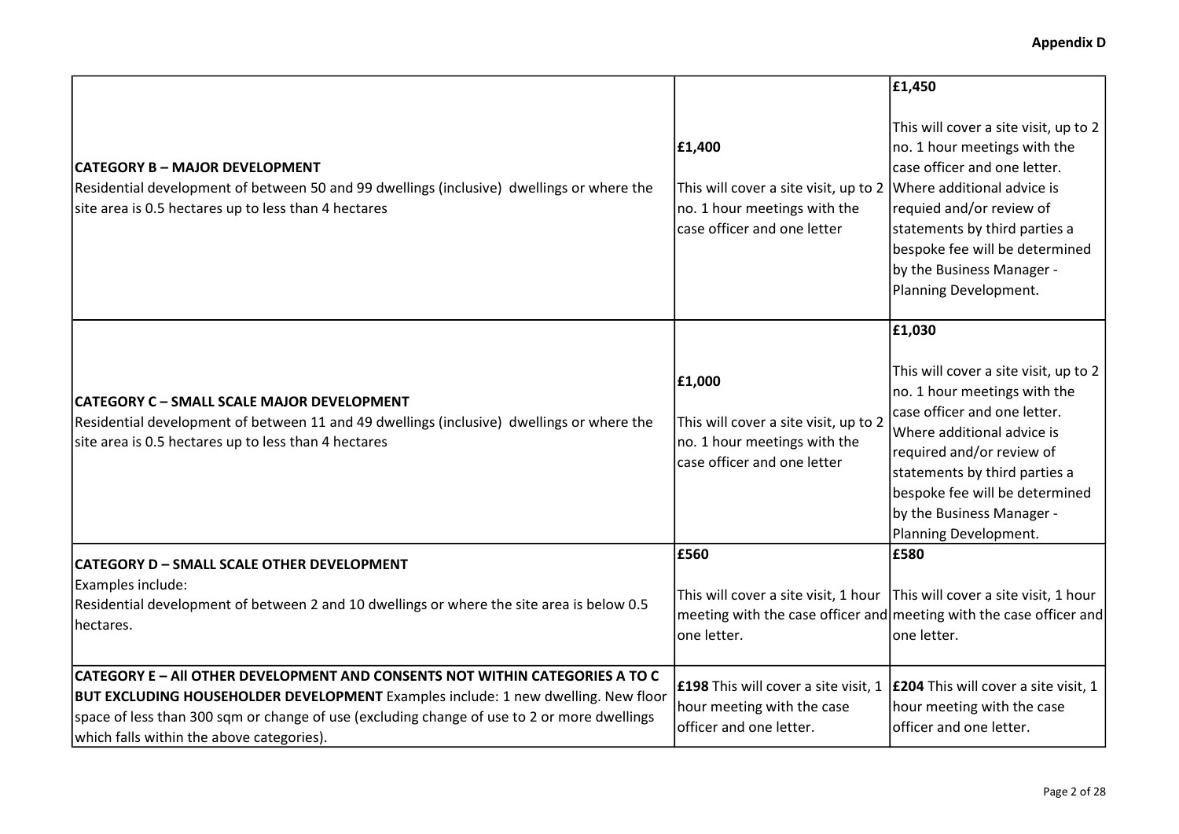| | | |
|---|---|---|
| **CATEGORY B – MAJOR DEVELOPMENT** Residential development of between 50 and 99 dwellings (inclusive) dwellings or where the site area is 0.5 hectares up to less than 4 hectares | **£1,400** This will cover a site visit, up to 2 no. 1 hour meetings with the case officer and one letter | **£1,450** This will cover a site visit, up to 2 no. 1 hour meetings with the case officer and one letter. Where additional advice is requied and/or review of statements by third parties a bespoke fee will be determined by the Business Manager - Planning Development. |
| **CATEGORY C – SMALL SCALE MAJOR DEVELOPMENT** Residential development of between 11 and 49 dwellings (inclusive) dwellings or where the site area is 0.5 hectares up to less than 4 hectares | **£1,000** This will cover a site visit, up to 2 no. 1 hour meetings with the case officer and one letter | **£1,030** This will cover a site visit, up to 2 no. 1 hour meetings with the case officer and one letter. Where additional advice is required and/or review of statements by third parties a bespoke fee will be determined by the Business Manager - Planning Development. |
| **CATEGORY D – SMALL SCALE OTHER DEVELOPMENT** Examples include: Residential development of between 2 and 10 dwellings or where the site area is below 0.5 hectares. | **£560** This will cover a site visit, 1 hour meeting with the case officer and one letter. | **£580** This will cover a site visit, 1 hour meeting with the case officer and one letter. |
| **CATEGORY E – All OTHER DEVELOPMENT AND CONSENTS NOT WITHIN CATEGORIES A TO C BUT EXCLUDING HOUSEHOLDER DEVELOPMENT** Examples include: 1 new dwelling. New floor space of less than 300 sqm or change of use (excluding change of use to 2 or more dwellings which falls within the above categories). | **£198** This will cover a site visit, 1 hour meeting with the case officer and one letter. | **£204** This will cover a site visit, 1 hour meeting with the case officer and one letter. |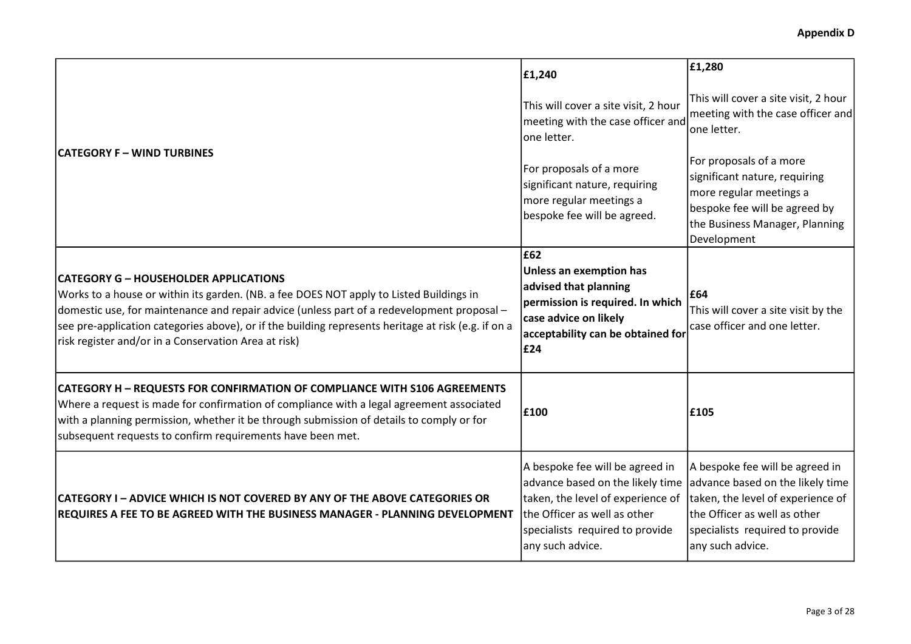| | | |
|---|---|---|
| **CATEGORY F – WIND TURBINES** | **£1,240**<br><br>This will cover a site visit, 2 hour meeting with the case officer and one letter.<br><br>For proposals of a more significant nature, requiring more regular meetings a bespoke fee will be agreed. | **£1,280**<br><br>This will cover a site visit, 2 hour meeting with the case officer and one letter.<br><br>For proposals of a more significant nature, requiring more regular meetings a bespoke fee will be agreed by the Business Manager, Planning Development |
| **CATEGORY G – HOUSEHOLDER APPLICATIONS**<br>Works to a house or within its garden. (NB. a fee DOES NOT apply to Listed Buildings in domestic use, for maintenance and repair advice (unless part of a redevelopment proposal – see pre-application categories above), or if the building represents heritage at risk (e.g. if on a risk register and/or in a Conservation Area at risk) | **£62**<br>**Unless an exemption has advised that planning permission is required. In which case advice on likely acceptability can be obtained for £24** | **£64**<br>This will cover a site visit by the case officer and one letter. |
| **CATEGORY H – REQUESTS FOR CONFIRMATION OF COMPLIANCE WITH S106 AGREEMENTS**<br>Where a request is made for confirmation of compliance with a legal agreement associated with a planning permission, whether it be through submission of details to comply or for subsequent requests to confirm requirements have been met. | **£100** | **£105** |
| **CATEGORY I – ADVICE WHICH IS NOT COVERED BY ANY OF THE ABOVE CATEGORIES OR REQUIRES A FEE TO BE AGREED WITH THE BUSINESS MANAGER - PLANNING DEVELOPMENT** | A bespoke fee will be agreed in advance based on the likely time taken, the level of experience of the Officer as well as other specialists required to provide any such advice. | A bespoke fee will be agreed in advance based on the likely time taken, the level of experience of the Officer as well as other specialists required to provide any such advice. |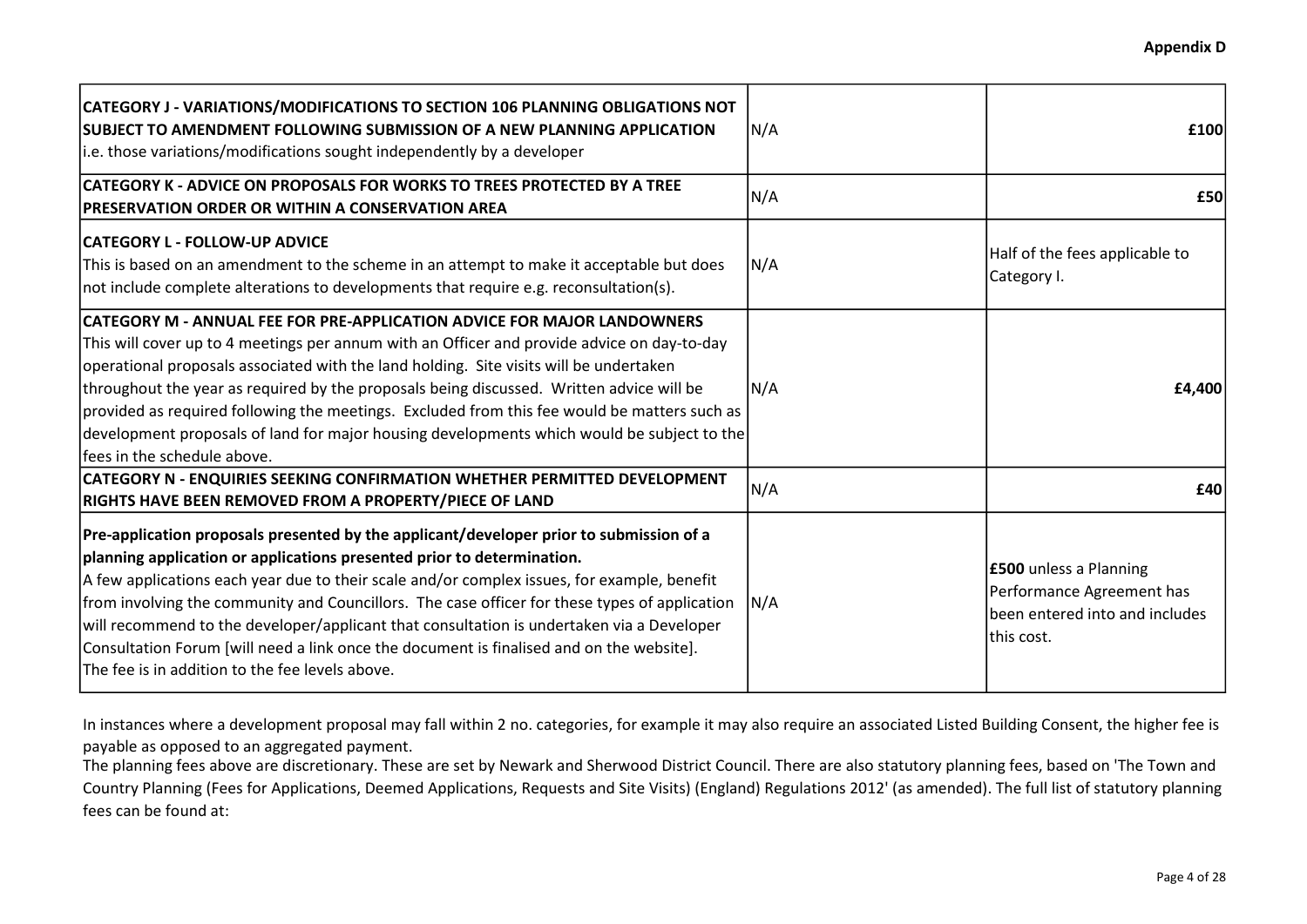**Appendix D**

| | | |
|---|---|---|
| **CATEGORY J - VARIATIONS/MODIFICATIONS TO SECTION 106 PLANNING OBLIGATIONS NOT SUBJECT TO AMENDMENT FOLLOWING SUBMISSION OF A NEW PLANNING APPLICATION** i.e. those variations/modifications sought independently by a developer | N/A | **£100** |
| **CATEGORY K - ADVICE ON PROPOSALS FOR WORKS TO TREES PROTECTED BY A TREE PRESERVATION ORDER OR WITHIN A CONSERVATION AREA** | N/A | **£50** |
| **CATEGORY L - FOLLOW-UP ADVICE** This is based on an amendment to the scheme in an attempt to make it acceptable but does not include complete alterations to developments that require e.g. reconsultation(s). | N/A | Half of the fees applicable to Category I. |
| **CATEGORY M - ANNUAL FEE FOR PRE-APPLICATION ADVICE FOR MAJOR LANDOWNERS** This will cover up to 4 meetings per annum with an Officer and provide advice on day-to-day operational proposals associated with the land holding. Site visits will be undertaken throughout the year as required by the proposals being discussed. Written advice will be provided as required following the meetings. Excluded from this fee would be matters such as development proposals of land for major housing developments which would be subject to the fees in the schedule above. | N/A | **£4,400** |
| **CATEGORY N - ENQUIRIES SEEKING CONFIRMATION WHETHER PERMITTED DEVELOPMENT RIGHTS HAVE BEEN REMOVED FROM A PROPERTY/PIECE OF LAND** | N/A | **£40** |
| **Pre-application proposals presented by the applicant/developer prior to submission of a planning application or applications presented prior to determination.** A few applications each year due to their scale and/or complex issues, for example, benefit from involving the community and Councillors. The case officer for these types of application will recommend to the developer/applicant that consultation is undertaken via a Developer Consultation Forum [will need a link once the document is finalised and on the website]. The fee is in addition to the fee levels above. | N/A | **£500** unless a Planning Performance Agreement has been entered into and includes this cost. |

In instances where a development proposal may fall within 2 no. categories, for example it may also require an associated Listed Building Consent, the higher fee is payable as opposed to an aggregated payment.

The planning fees above are discretionary. These are set by Newark and Sherwood District Council. There are also statutory planning fees, based on 'The Town and Country Planning (Fees for Applications, Deemed Applications, Requests and Site Visits) (England) Regulations 2012' (as amended). The full list of statutory planning fees can be found at: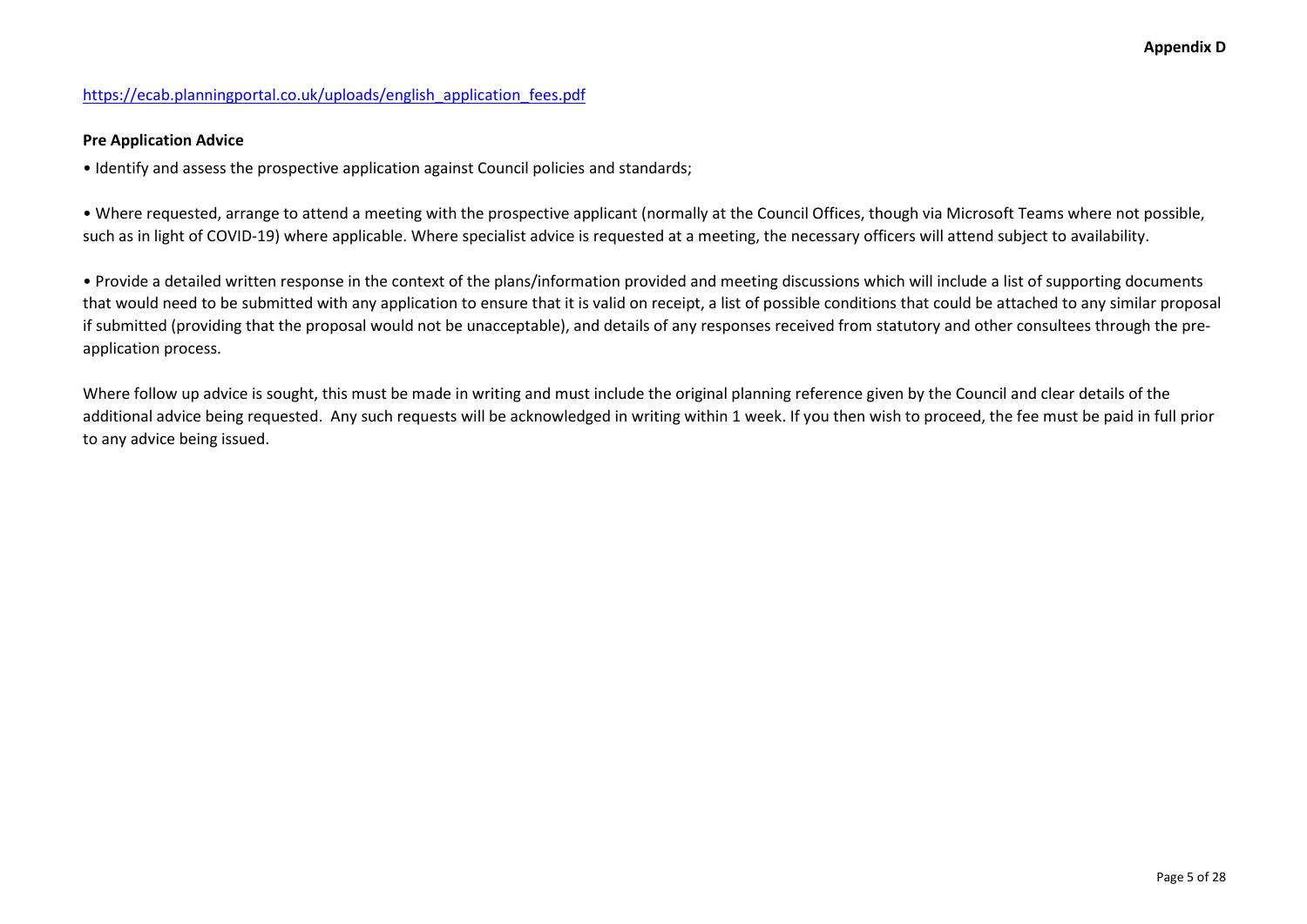https://ecab.planningportal.co.uk/uploads/english_application_fees.pdf

**Pre Application Advice**

• Identify and assess the prospective application against Council policies and standards;

• Where requested, arrange to attend a meeting with the prospective applicant (normally at the Council Offices, though via Microsoft Teams where not possible, such as in light of COVID-19) where applicable. Where specialist advice is requested at a meeting, the necessary officers will attend subject to availability.

• Provide a detailed written response in the context of the plans/information provided and meeting discussions which will include a list of supporting documents that would need to be submitted with any application to ensure that it is valid on receipt, a list of possible conditions that could be attached to any similar proposal if submitted (providing that the proposal would not be unacceptable), and details of any responses received from statutory and other consultees through the pre-application process.

Where follow up advice is sought, this must be made in writing and must include the original planning reference given by the Council and clear details of the additional advice being requested. Any such requests will be acknowledged in writing within 1 week. If you then wish to proceed, the fee must be paid in full prior to any advice being issued.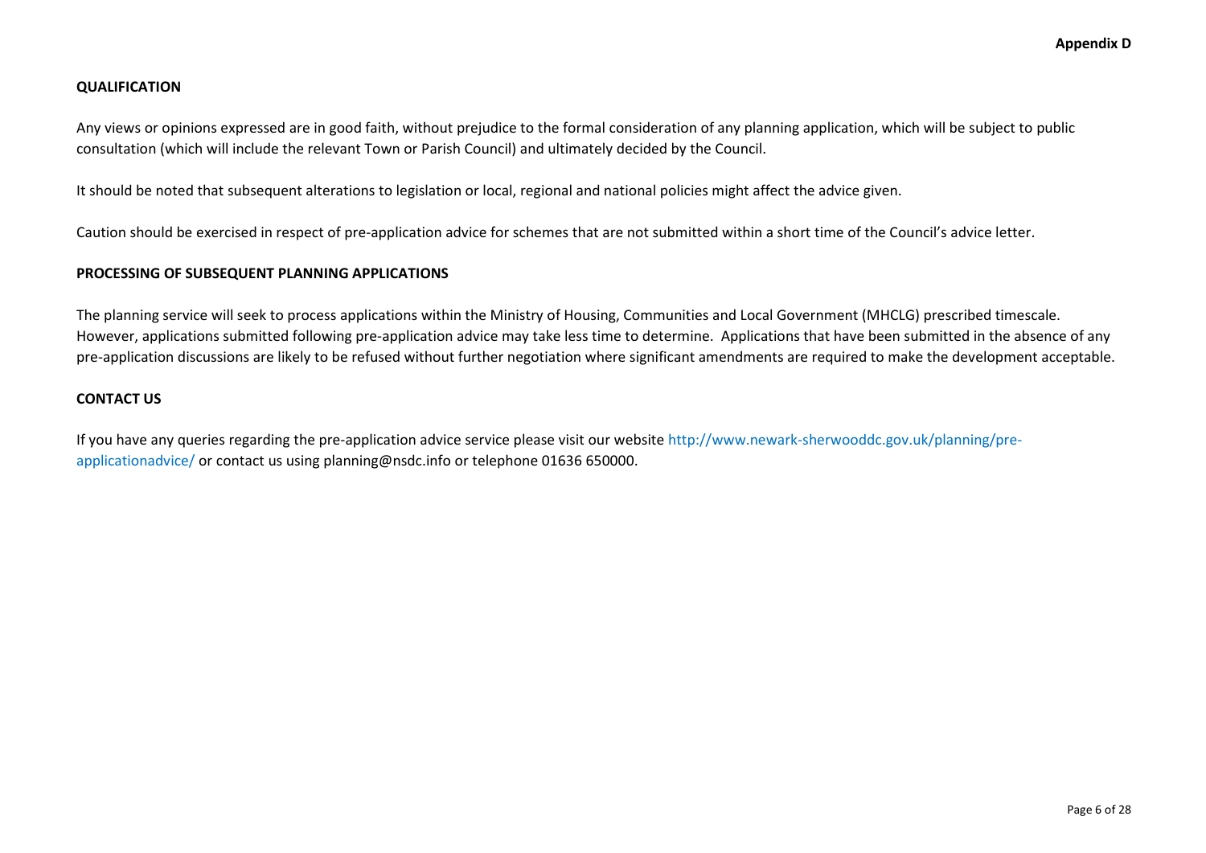**QUALIFICATION**

Any views or opinions expressed are in good faith, without prejudice to the formal consideration of any planning application, which will be subject to public consultation (which will include the relevant Town or Parish Council) and ultimately decided by the Council.

It should be noted that subsequent alterations to legislation or local, regional and national policies might affect the advice given.

Caution should be exercised in respect of pre-application advice for schemes that are not submitted within a short time of the Council's advice letter.

**PROCESSING OF SUBSEQUENT PLANNING APPLICATIONS**

The planning service will seek to process applications within the Ministry of Housing, Communities and Local Government (MHCLG) prescribed timescale. However, applications submitted following pre-application advice may take less time to determine. Applications that have been submitted in the absence of any pre-application discussions are likely to be refused without further negotiation where significant amendments are required to make the development acceptable.

**CONTACT US**

If you have any queries regarding the pre-application advice service please visit our website http://www.newark-sherwooddc.gov.uk/planning/pre-applicationadvice/ or contact us using planning@nsdc.info or telephone 01636 650000.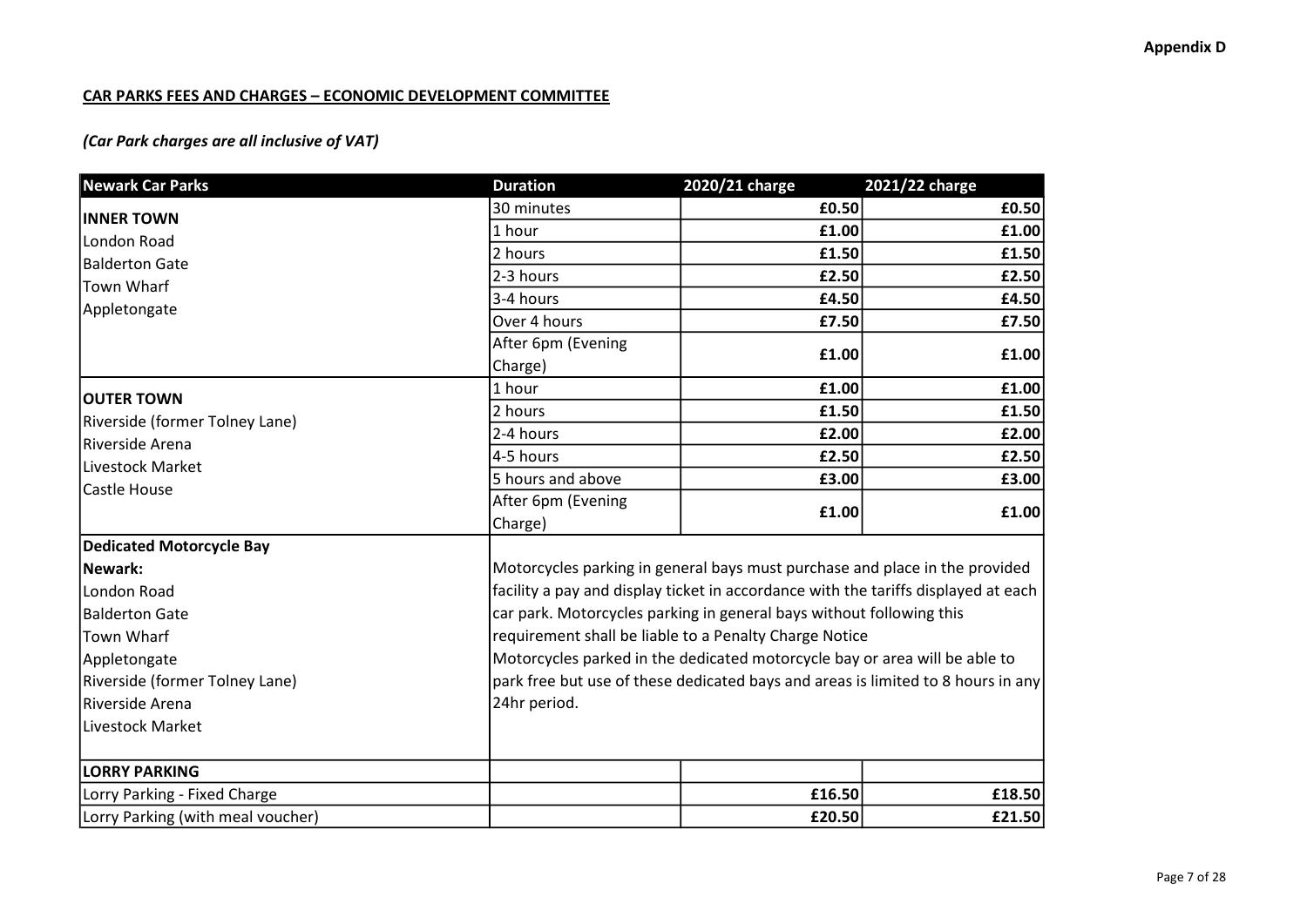Appendix D

**CAR PARKS FEES AND CHARGES – ECONOMIC DEVELOPMENT COMMITTEE**

***(Car Park charges are all inclusive of VAT)***

| Newark Car Parks | Duration | 2020/21 charge | 2021/22 charge |
|---|---|---|---|
| **INNER TOWN**<br>London Road<br>Balderton Gate<br>Town Wharf<br>Appletongate | 30 minutes | **£0.50** | **£0.50** |
| | 1 hour | **£1.00** | **£1.00** |
| | 2 hours | **£1.50** | **£1.50** |
| | 2-3 hours | **£2.50** | **£2.50** |
| | 3-4 hours | **£4.50** | **£4.50** |
| | Over 4 hours | **£7.50** | **£7.50** |
| | After 6pm (Evening Charge) | **£1.00** | **£1.00** |
| **OUTER TOWN**<br>Riverside (former Tolney Lane)<br>Riverside Arena<br>Livestock Market<br>Castle House | 1 hour | **£1.00** | **£1.00** |
| | 2 hours | **£1.50** | **£1.50** |
| | 2-4 hours | **£2.00** | **£2.00** |
| | 4-5 hours | **£2.50** | **£2.50** |
| | 5 hours and above | **£3.00** | **£3.00** |
| | After 6pm (Evening Charge) | **£1.00** | **£1.00** |
| **Dedicated Motorcycle Bay**<br>**Newark:**<br>London Road<br>Balderton Gate<br>Town Wharf<br>Appletongate<br>Riverside (former Tolney Lane)<br>Riverside Arena<br>Livestock Market | Motorcycles parking in general bays must purchase and place in the provided facility a pay and display ticket in accordance with the tariffs displayed at each car park. Motorcycles parking in general bays without following this requirement shall be liable to a Penalty Charge Notice<br>Motorcycles parked in the dedicated motorcycle bay or area will be able to park free but use of these dedicated bays and areas is limited to 8 hours in any 24hr period. | | |
| **LORRY PARKING** | | | |
| Lorry Parking - Fixed Charge | | **£16.50** | **£18.50** |
| Lorry Parking (with meal voucher) | | **£20.50** | **£21.50** |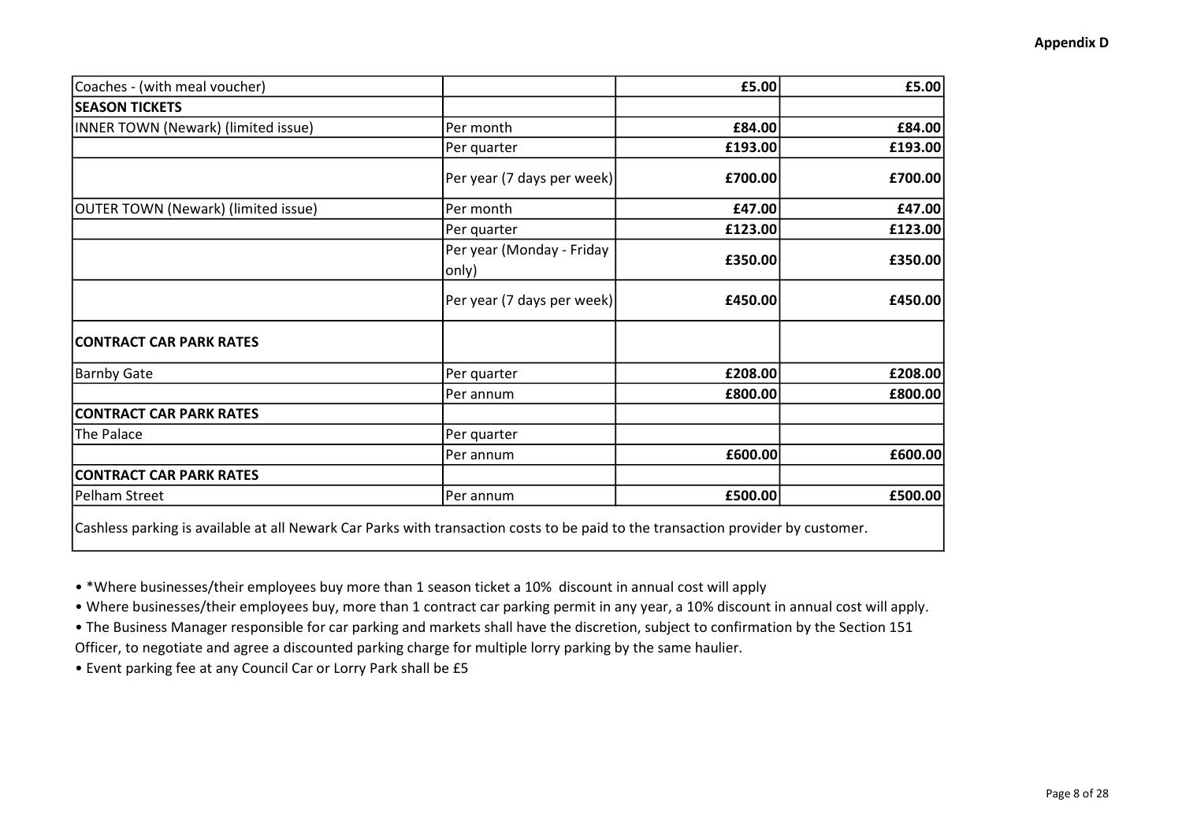**Appendix D**

| | | | |
|---|---|---|---|
| Coaches - (with meal voucher) | | **£5.00** | **£5.00** |
| **SEASON TICKETS** | | | |
| INNER TOWN (Newark) (limited issue) | Per month | **£84.00** | **£84.00** |
| | Per quarter | **£193.00** | **£193.00** |
| | Per year (7 days per week) | **£700.00** | **£700.00** |
| OUTER TOWN (Newark) (limited issue) | Per month | **£47.00** | **£47.00** |
| | Per quarter | **£123.00** | **£123.00** |
| | Per year (Monday - Friday only) | **£350.00** | **£350.00** |
| | Per year (7 days per week) | **£450.00** | **£450.00** |
| **CONTRACT CAR PARK RATES** | | | |
| Barnby Gate | Per quarter | **£208.00** | **£208.00** |
| | Per annum | **£800.00** | **£800.00** |
| **CONTRACT CAR PARK RATES** | | | |
| The Palace | Per quarter | | |
| | Per annum | **£600.00** | **£600.00** |
| **CONTRACT CAR PARK RATES** | | | |
| Pelham Street | Per annum | **£500.00** | **£500.00** |
| Cashless parking is available at all Newark Car Parks with transaction costs to be paid to the transaction provider by customer. | | | |

- *Where businesses/their employees buy more than 1 season ticket a 10% discount in annual cost will apply
- Where businesses/their employees buy, more than 1 contract car parking permit in any year, a 10% discount in annual cost will apply.
- The Business Manager responsible for car parking and markets shall have the discretion, subject to confirmation by the Section 151 Officer, to negotiate and agree a discounted parking charge for multiple lorry parking by the same haulier.
- Event parking fee at any Council Car or Lorry Park shall be £5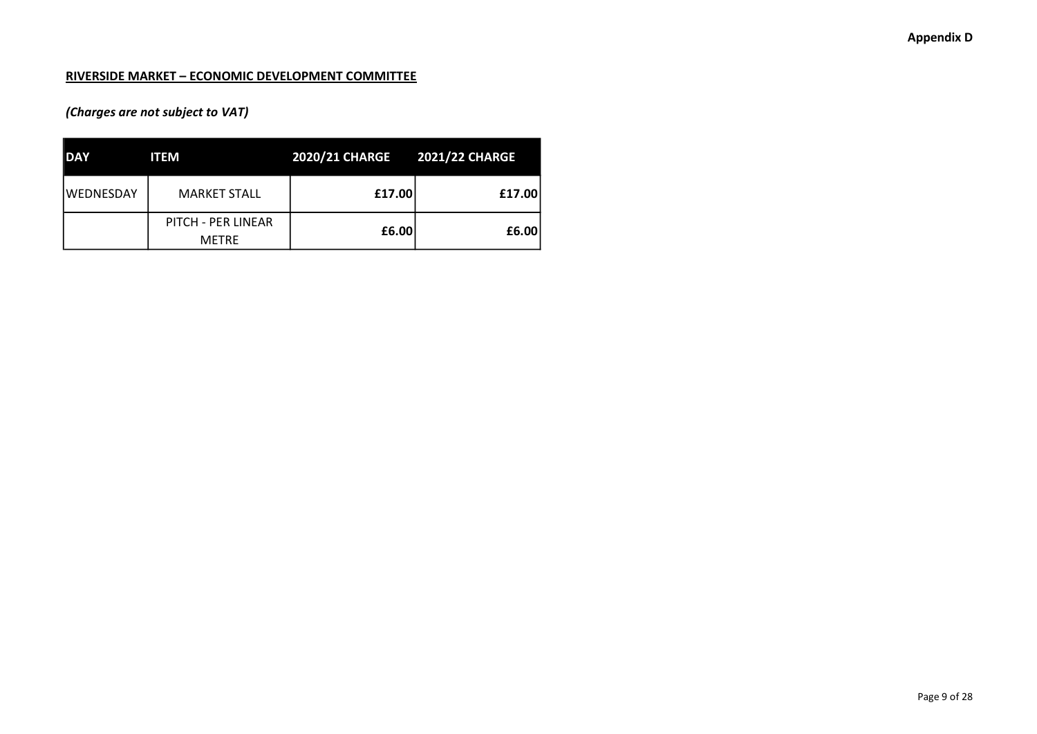Appendix D

**RIVERSIDE MARKET – ECONOMIC DEVELOPMENT COMMITTEE**

***(Charges are not subject to VAT)***

| DAY | ITEM | 2020/21 CHARGE | 2021/22 CHARGE |
|---|---|---|---|
| WEDNESDAY | MARKET STALL | **£17.00** | **£17.00** |
| | PITCH - PER LINEAR METRE | **£6.00** | **£6.00** |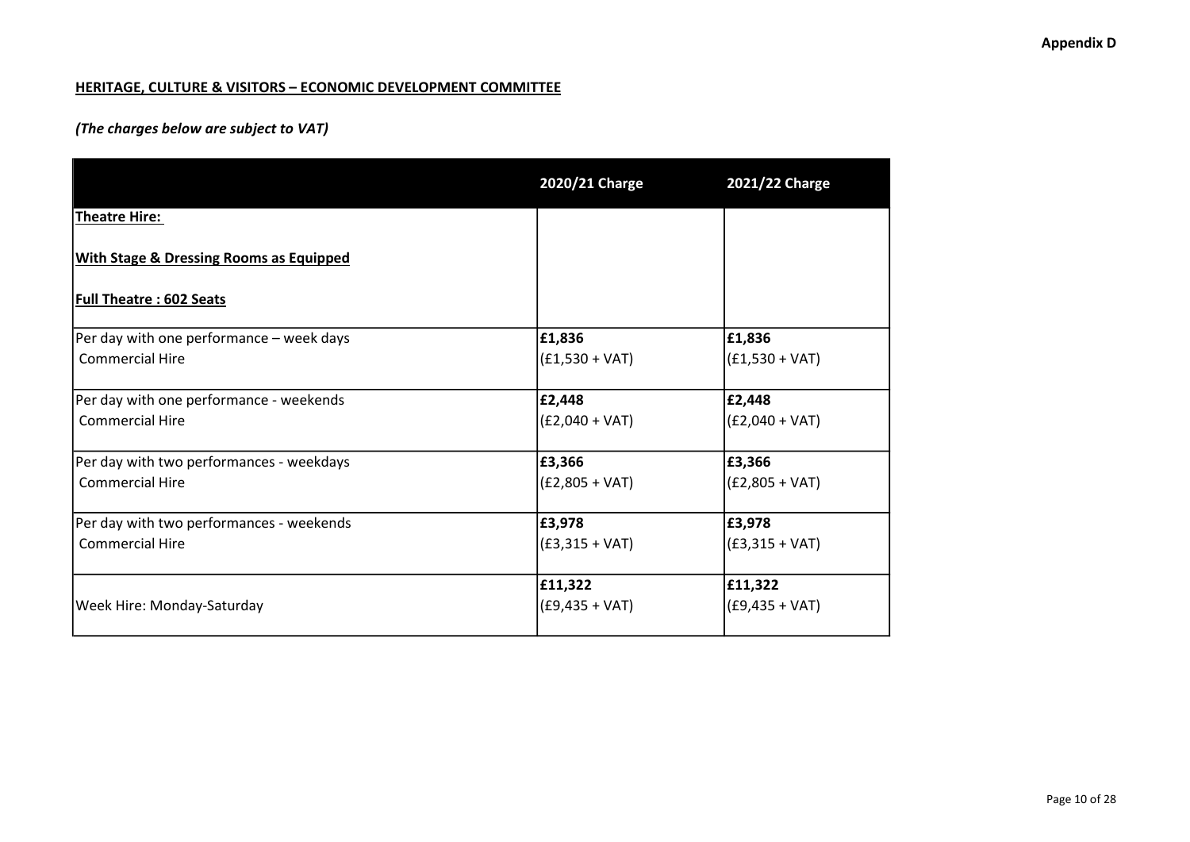Appendix D

**HERITAGE, CULTURE & VISITORS – ECONOMIC DEVELOPMENT COMMITTEE**

***(The charges below are subject to VAT)***

| | 2020/21 Charge | 2021/22 Charge |
|---|---|---|
| **Theatre Hire:**<br><br>**With Stage & Dressing Rooms as Equipped**<br><br>**Full Theatre : 602 Seats** | | |
| Per day with one performance – week days<br>Commercial Hire | **£1,836**<br>(£1,530 + VAT) | **£1,836**<br>(£1,530 + VAT) |
| Per day with one performance - weekends<br>Commercial Hire | **£2,448**<br>(£2,040 + VAT) | **£2,448**<br>(£2,040 + VAT) |
| Per day with two performances - weekdays<br>Commercial Hire | **£3,366**<br>(£2,805 + VAT) | **£3,366**<br>(£2,805 + VAT) |
| Per day with two performances - weekends<br>Commercial Hire | **£3,978**<br>(£3,315 + VAT) | **£3,978**<br>(£3,315 + VAT) |
| Week Hire: Monday-Saturday | **£11,322**<br>(£9,435 + VAT) | **£11,322**<br>(£9,435 + VAT) |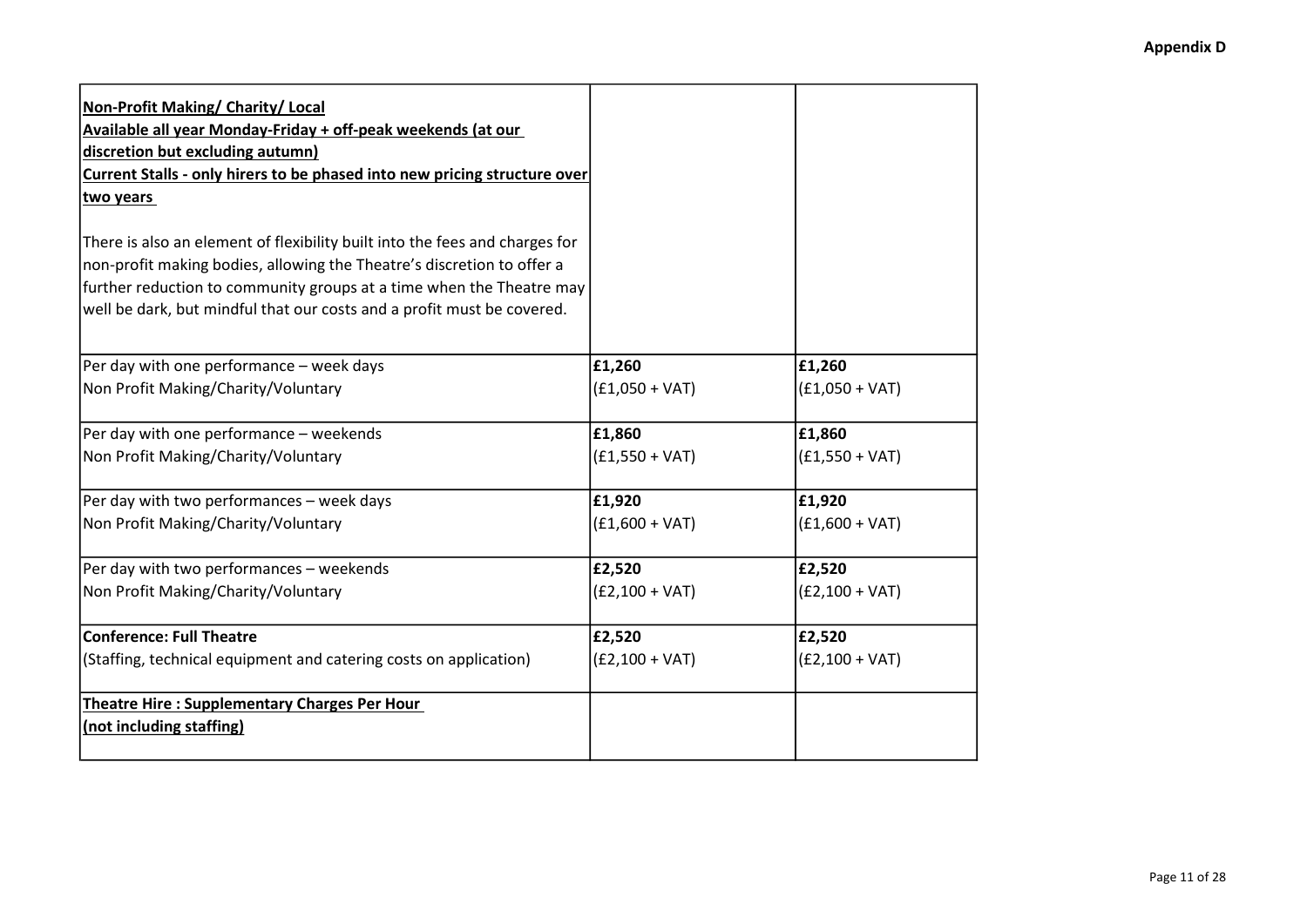| **Non-Profit Making/ Charity/ Local**<br>**Available all year Monday-Friday + off-peak weekends (at our discretion but excluding autumn)**<br>**Current Stalls - only hirers to be phased into new pricing structure over two years**<br><br>There is also an element of flexibility built into the fees and charges for non-profit making bodies, allowing the Theatre's discretion to offer a further reduction to community groups at a time when the Theatre may well be dark, but mindful that our costs and a profit must be covered. | | |
|---|---|---|
| Per day with one performance – week days<br>Non Profit Making/Charity/Voluntary | **£1,260**<br>(£1,050 + VAT) | **£1,260**<br>(£1,050 + VAT) |
| Per day with one performance – weekends<br>Non Profit Making/Charity/Voluntary | **£1,860**<br>(£1,550 + VAT) | **£1,860**<br>(£1,550 + VAT) |
| Per day with two performances – week days<br>Non Profit Making/Charity/Voluntary | **£1,920**<br>(£1,600 + VAT) | **£1,920**<br>(£1,600 + VAT) |
| Per day with two performances – weekends<br>Non Profit Making/Charity/Voluntary | **£2,520**<br>(£2,100 + VAT) | **£2,520**<br>(£2,100 + VAT) |
| **Conference: Full Theatre**<br>(Staffing, technical equipment and catering costs on application) | **£2,520**<br>(£2,100 + VAT) | **£2,520**<br>(£2,100 + VAT) |
| **Theatre Hire : Supplementary Charges Per Hour (not including staffing)** | | |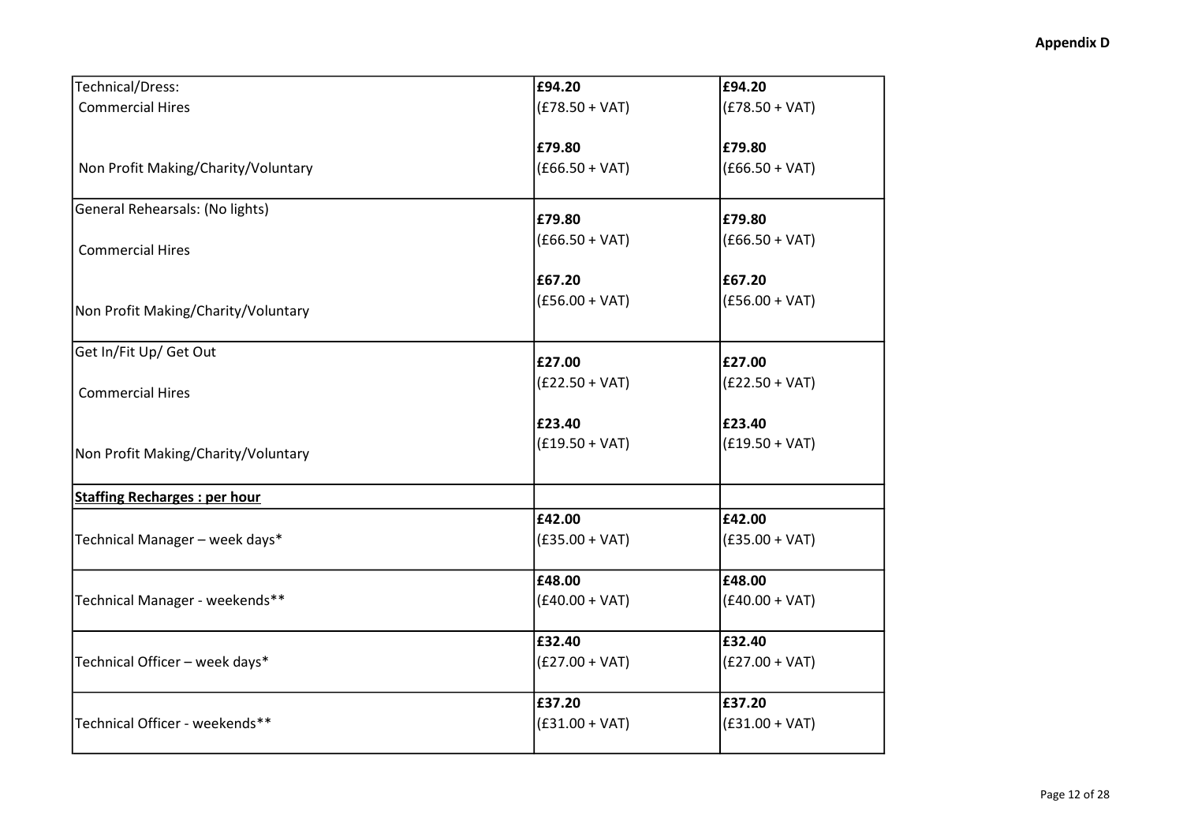| | | |
|---|---|---|
| Technical/Dress:<br>Commercial Hires | **£94.20**<br>(£78.50 + VAT) | **£94.20**<br>(£78.50 + VAT) |
| Non Profit Making/Charity/Voluntary | **£79.80**<br>(£66.50 + VAT) | **£79.80**<br>(£66.50 + VAT) |
| General Rehearsals: (No lights)<br>Commercial Hires | **£79.80**<br>(£66.50 + VAT) | **£79.80**<br>(£66.50 + VAT) |
| Non Profit Making/Charity/Voluntary | **£67.20**<br>(£56.00 + VAT) | **£67.20**<br>(£56.00 + VAT) |
| Get In/Fit Up/ Get Out<br>Commercial Hires | **£27.00**<br>(£22.50 + VAT) | **£27.00**<br>(£22.50 + VAT) |
| Non Profit Making/Charity/Voluntary | **£23.40**<br>(£19.50 + VAT) | **£23.40**<br>(£19.50 + VAT) |
| **<u>Staffing Recharges : per hour</u>** | | |
| Technical Manager – week days* | **£42.00**<br>(£35.00 + VAT) | **£42.00**<br>(£35.00 + VAT) |
| Technical Manager - weekends** | **£48.00**<br>(£40.00 + VAT) | **£48.00**<br>(£40.00 + VAT) |
| Technical Officer – week days* | **£32.40**<br>(£27.00 + VAT) | **£32.40**<br>(£27.00 + VAT) |
| Technical Officer - weekends** | **£37.20**<br>(£31.00 + VAT) | **£37.20**<br>(£31.00 + VAT) |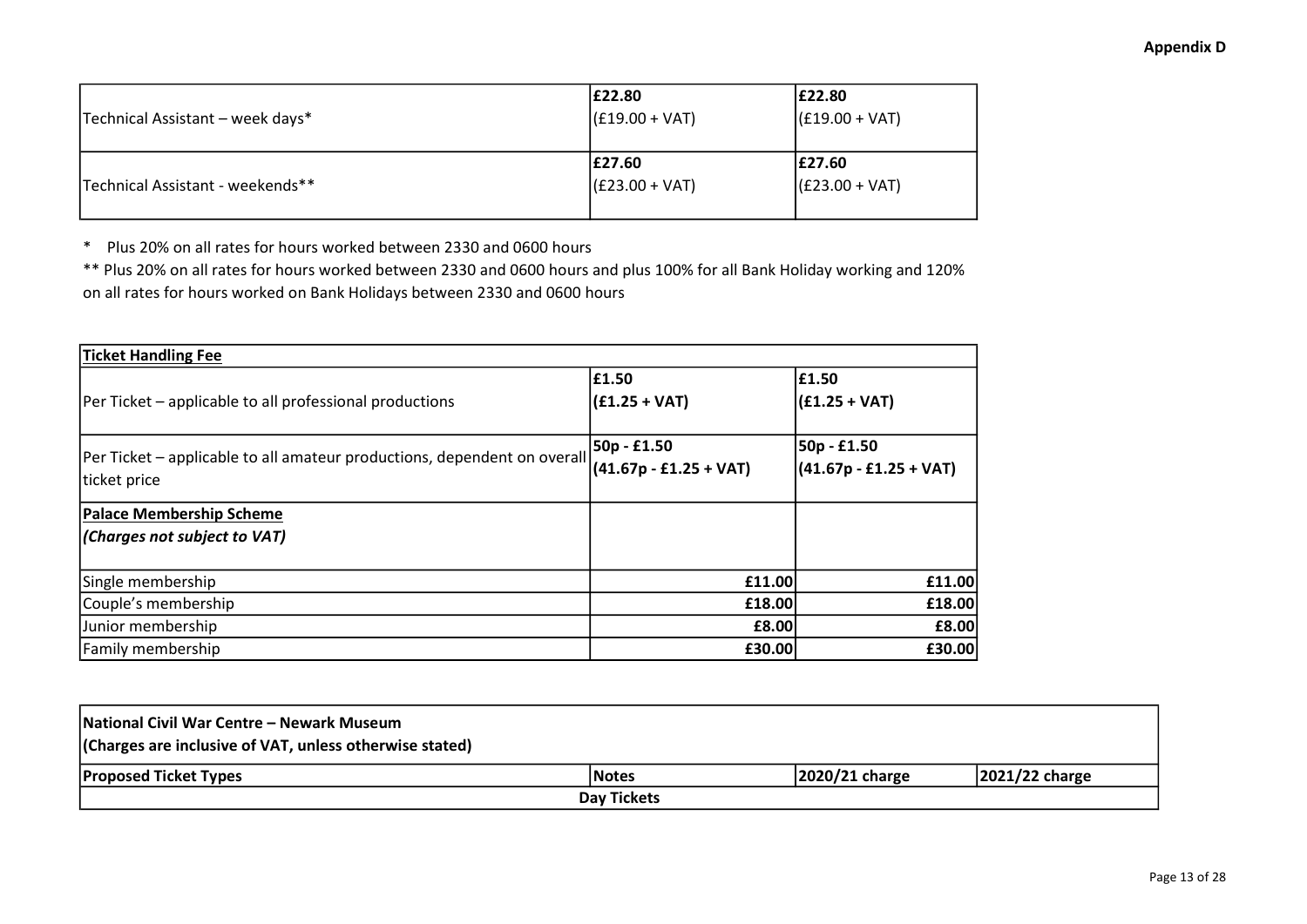**Appendix D**

| | | |
|---|---|---|
| Technical Assistant – week days* | **£22.80** (£19.00 + VAT) | **£22.80** (£19.00 + VAT) |
| Technical Assistant - weekends** | **£27.60** (£23.00 + VAT) | **£27.60** (£23.00 + VAT) |

\* Plus 20% on all rates for hours worked between 2330 and 0600 hours

\*\* Plus 20% on all rates for hours worked between 2330 and 0600 hours and plus 100% for all Bank Holiday working and 120% on all rates for hours worked on Bank Holidays between 2330 and 0600 hours

| **Ticket Handling Fee** | | |
|---|---|---|
| Per Ticket – applicable to all professional productions | **£1.50 (£1.25 + VAT)** | **£1.50 (£1.25 + VAT)** |
| Per Ticket – applicable to all amateur productions, dependent on overall ticket price | **50p - £1.50 (41.67p - £1.25 + VAT)** | **50p - £1.50 (41.67p - £1.25 + VAT)** |
| **Palace Membership Scheme** ***(Charges not subject to VAT)*** | | |
| Single membership | **£11.00** | **£11.00** |
| Couple's membership | **£18.00** | **£18.00** |
| Junior membership | **£8.00** | **£8.00** |
| Family membership | **£30.00** | **£30.00** |

| **National Civil War Centre – Newark Museum (Charges are inclusive of VAT, unless otherwise stated)** | | | |
|---|---|---|---|
| **Proposed Ticket Types** | **Notes** | **2020/21 charge** | **2021/22 charge** |
| | **Day Tickets** | | |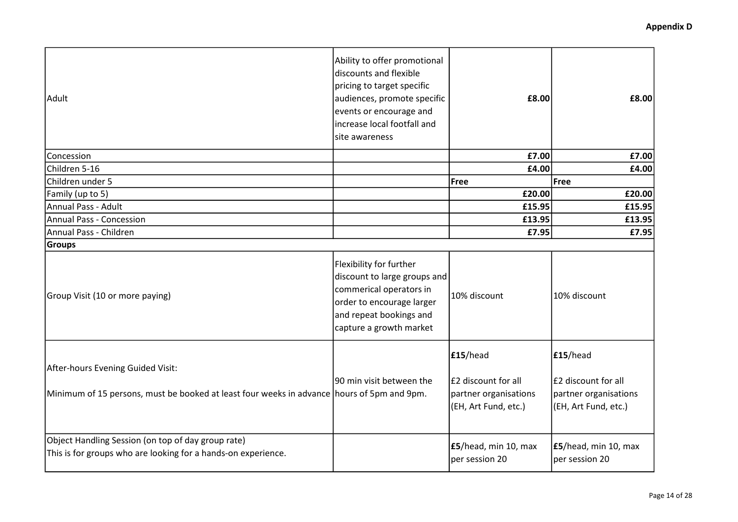**Appendix D**

| | | | |
|---|---|---|---|
| Adult | Ability to offer promotional discounts and flexible pricing to target specific audiences, promote specific events or encourage and increase local footfall and site awareness | **£8.00** | **£8.00** |
| Concession | | **£7.00** | **£7.00** |
| Children 5-16 | | **£4.00** | **£4.00** |
| Children under 5 | | **Free** | **Free** |
| Family (up to 5) | | **£20.00** | **£20.00** |
| Annual Pass - Adult | | **£15.95** | **£15.95** |
| Annual Pass - Concession | | **£13.95** | **£13.95** |
| Annual Pass - Children | | **£7.95** | **£7.95** |
| **Groups** | | | |
| Group Visit (10 or more paying) | Flexibility for further discount to large groups and commerical operators in order to encourage larger and repeat bookings and capture a growth market | 10% discount | 10% discount |
| After-hours Evening Guided Visit:<br><br>Minimum of 15 persons, must be booked at least four weeks in advance | 90 min visit between the hours of 5pm and 9pm. | **£15**/head<br><br>£2 discount for all partner organisations (EH, Art Fund, etc.) | **£15**/head<br><br>£2 discount for all partner organisations (EH, Art Fund, etc.) |
| Object Handling Session (on top of day group rate)<br>This is for groups who are looking for a hands-on experience. | | **£5**/head, min 10, max per session 20 | **£5**/head, min 10, max per session 20 |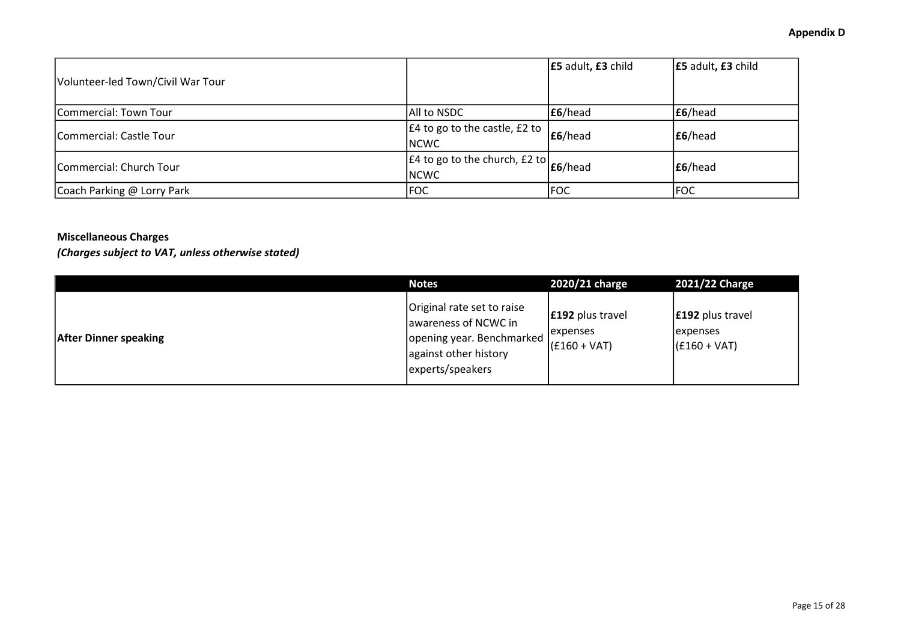**Appendix D**

| | | | |
|---|---|---|---|
| Volunteer-led Town/Civil War Tour | | **£5** adult**, £3** child | **£5** adult**, £3** child |
| Commercial: Town Tour | All to NSDC | **£6**/head | **£6**/head |
| Commercial: Castle Tour | £4 to go to the castle, £2 to NCWC | **£6**/head | **£6**/head |
| Commercial: Church Tour | £4 to go to the church, £2 to NCWC | **£6**/head | **£6**/head |
| Coach Parking @ Lorry Park | FOC | FOC | FOC |

**Miscellaneous Charges**
***(Charges subject to VAT, unless otherwise stated)***

| | Notes | 2020/21 charge | 2021/22 Charge |
|---|---|---|---|
| **After Dinner speaking** | Original rate set to raise awareness of NCWC in opening year. Benchmarked against other history experts/speakers | **£192** plus travel expenses (£160 + VAT) | **£192** plus travel expenses (£160 + VAT) |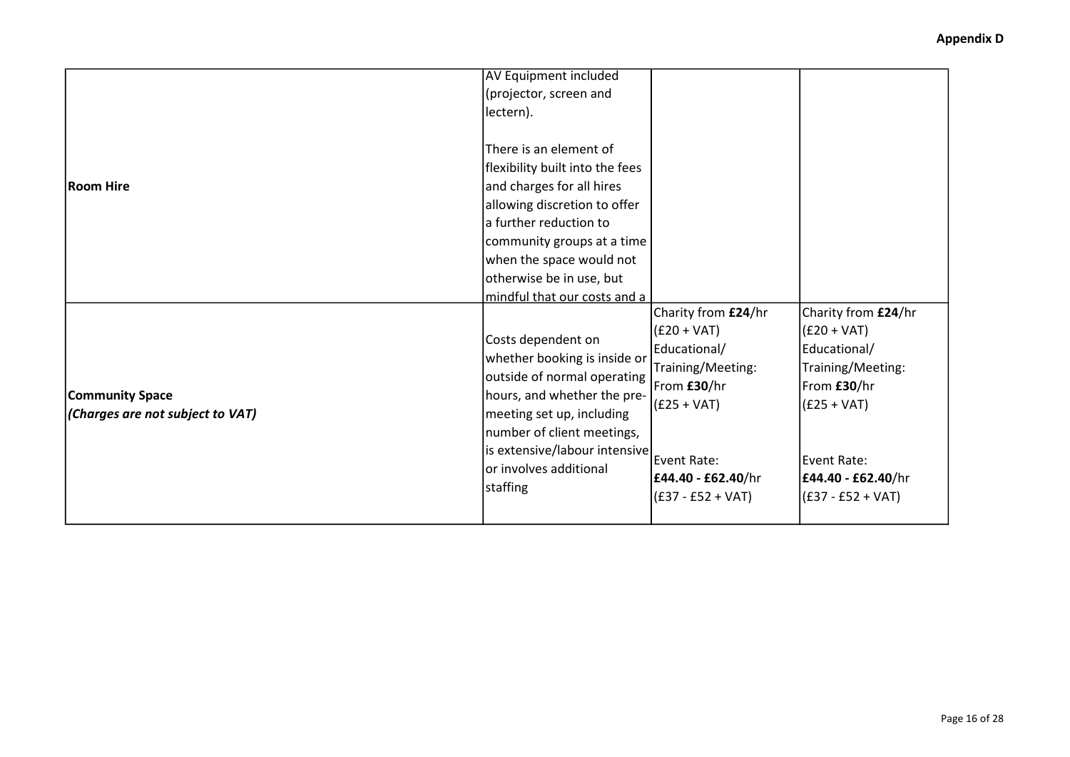| | | | |
|---|---|---|---|
| **Room Hire** | AV Equipment included (projector, screen and lectern).<br><br>There is an element of flexibility built into the fees and charges for all hires allowing discretion to offer a further reduction to community groups at a time when the space would not otherwise be in use, but mindful that our costs and a | | |
| **Community Space**<br>***(Charges are not subject to VAT)*** | Costs dependent on whether booking is inside or outside of normal operating hours, and whether the pre-meeting set up, including number of client meetings, is extensive/labour intensive or involves additional staffing | Charity from **£24**/hr (£20 + VAT)<br>Educational/ Training/Meeting: From **£30**/hr (£25 + VAT)<br><br>Event Rate: **£44.40 - £62.40**/hr (£37 - £52 + VAT) | Charity from **£24**/hr (£20 + VAT)<br>Educational/ Training/Meeting: From **£30**/hr (£25 + VAT)<br><br>Event Rate: **£44.40 - £62.40**/hr (£37 - £52 + VAT) |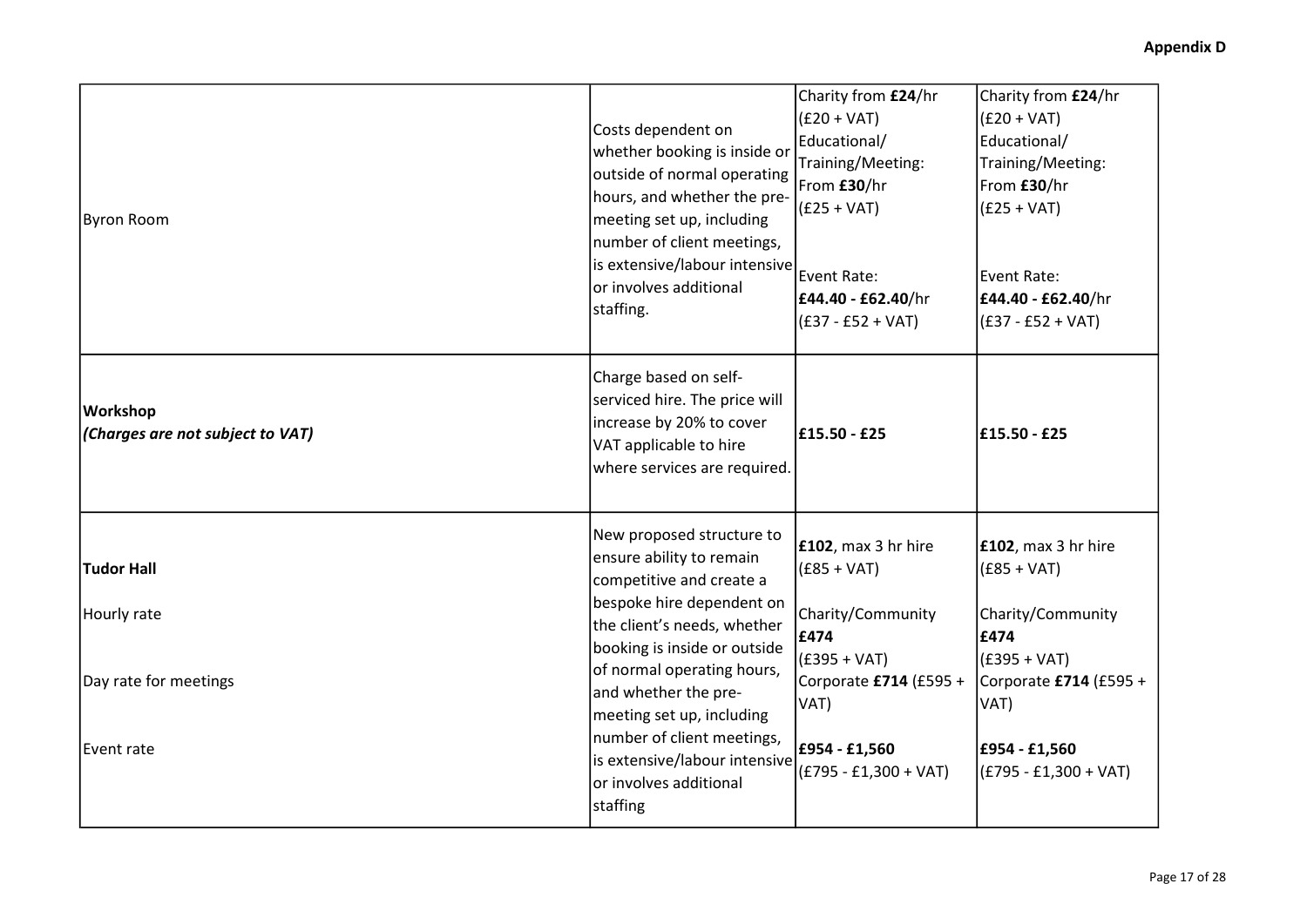**Appendix D**

| | | | |
|---|---|---|---|
| Byron Room | Costs dependent on whether booking is inside or outside of normal operating hours, and whether the pre-meeting set up, including number of client meetings, is extensive/labour intensive or involves additional staffing. | Charity from **£24**/hr (£20 + VAT)<br>Educational/ Training/Meeting: From **£30**/hr (£25 + VAT)<br><br>Event Rate: **£44.40 - £62.40**/hr (£37 - £52 + VAT) | Charity from **£24**/hr (£20 + VAT)<br>Educational/ Training/Meeting: From **£30**/hr (£25 + VAT)<br><br>Event Rate: **£44.40 - £62.40**/hr (£37 - £52 + VAT) |
| **Workshop**<br>***(Charges are not subject to VAT)*** | Charge based on self-serviced hire. The price will increase by 20% to cover VAT applicable to hire where services are required. | **£15.50 - £25** | **£15.50 - £25** |
| **Tudor Hall**<br><br>Hourly rate<br><br>Day rate for meetings<br><br>Event rate | New proposed structure to ensure ability to remain competitive and create a bespoke hire dependent on the client's needs, whether booking is inside or outside of normal operating hours, and whether the pre-meeting set up, including number of client meetings, is extensive/labour intensive or involves additional staffing | **£102**, max 3 hr hire (£85 + VAT)<br><br>Charity/Community **£474** (£395 + VAT)<br>Corporate **£714** (£595 + VAT)<br><br>**£954 - £1,560** (£795 - £1,300 + VAT) | **£102**, max 3 hr hire (£85 + VAT)<br><br>Charity/Community **£474** (£395 + VAT)<br>Corporate **£714** (£595 + VAT)<br><br>**£954 - £1,560** (£795 - £1,300 + VAT) |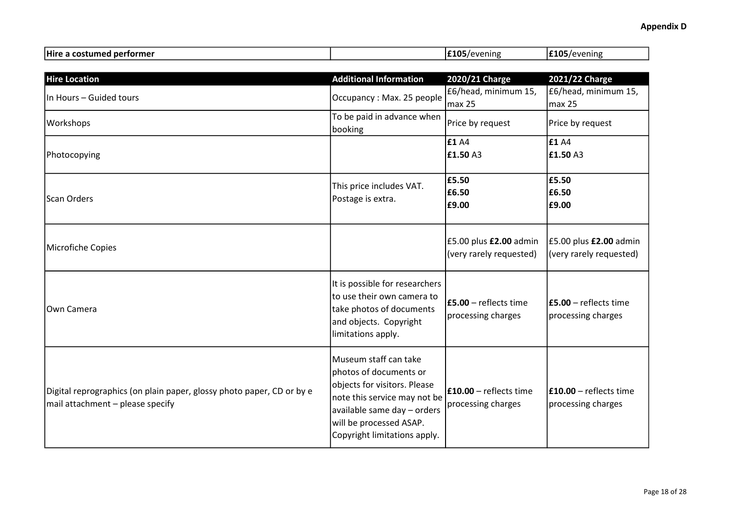| Hire a costumed performer | | £105/evening | £105/evening |
|---|---|---|---|

| Hire Location | Additional Information | 2020/21 Charge | 2021/22 Charge |
|---|---|---|---|
| In Hours – Guided tours | Occupancy : Max. 25 people | £6/head, minimum 15, max 25 | £6/head, minimum 15, max 25 |
| Workshops | To be paid in advance when booking | Price by request | Price by request |
| Photocopying | | **£1** A4<br>**£1.50** A3 | **£1** A4<br>**£1.50** A3 |
| Scan Orders | This price includes VAT. Postage is extra. | **£5.50**<br>**£6.50**<br>**£9.00** | **£5.50**<br>**£6.50**<br>**£9.00** |
| Microfiche Copies | | £5.00 plus **£2.00** admin (very rarely requested) | £5.00 plus **£2.00** admin (very rarely requested) |
| Own Camera | It is possible for researchers to use their own camera to take photos of documents and objects. Copyright limitations apply. | **£5.00** – reflects time processing charges | **£5.00** – reflects time processing charges |
| Digital reprographics (on plain paper, glossy photo paper, CD or by e mail attachment – please specify | Museum staff can take photos of documents or objects for visitors. Please note this service may not be available same day – orders will be processed ASAP. Copyright limitations apply. | **£10.00** – reflects time processing charges | **£10.00** – reflects time processing charges |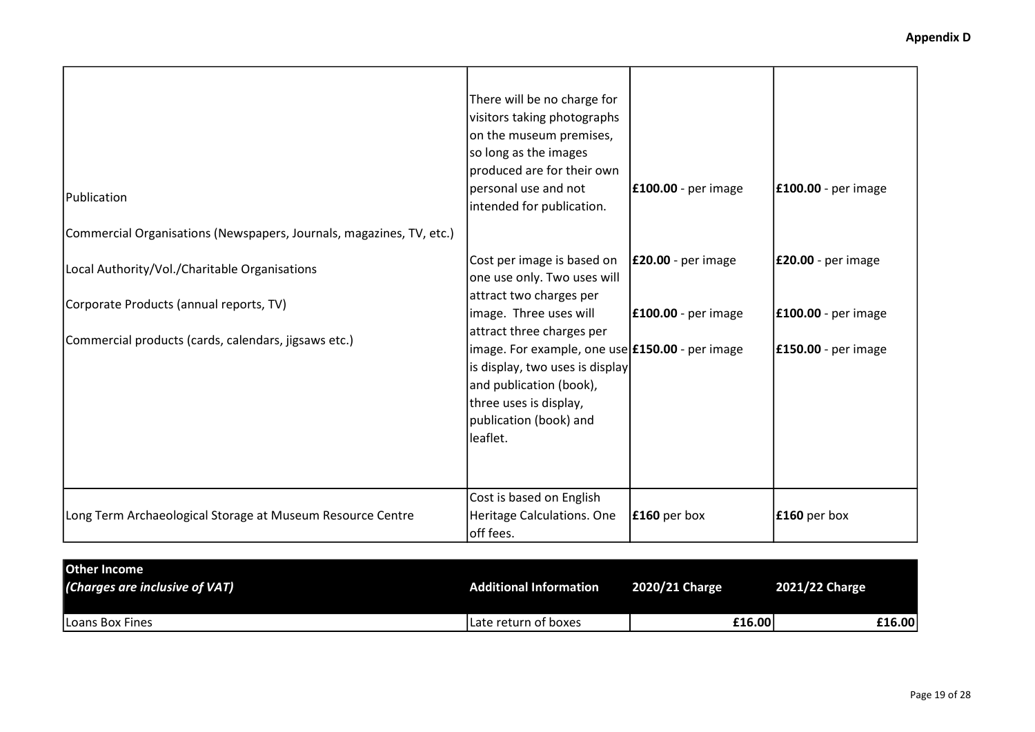| | | | |
|---|---|---|---|
| Publication | There will be no charge for visitors taking photographs on the museum premises, so long as the images produced are for their own personal use and not intended for publication. | | |
| Commercial Organisations (Newspapers, Journals, magazines, TV, etc.) | | **£100.00** - per image | **£100.00** - per image |
| Local Authority/Vol./Charitable Organisations | Cost per image is based on one use only. Two uses will attract two charges per image. Three uses will attract three charges per image. For example, one use is display, two uses is display and publication (book), three uses is display, publication (book) and leaflet. | **£20.00** - per image | **£20.00** - per image |
| Corporate Products (annual reports, TV) | | **£100.00** - per image | **£100.00** - per image |
| Commercial products (cards, calendars, jigsaws etc.) | | **£150.00** - per image | **£150.00** - per image |
| Long Term Archaeological Storage at Museum Resource Centre | Cost is based on English Heritage Calculations. One off fees. | **£160** per box | **£160** per box |

| **Other Income** *(Charges are inclusive of VAT)* | **Additional Information** | **2020/21 Charge** | **2021/22 Charge** |
|---|---|---|---|
| Loans Box Fines | Late return of boxes | **£16.00** | **£16.00** |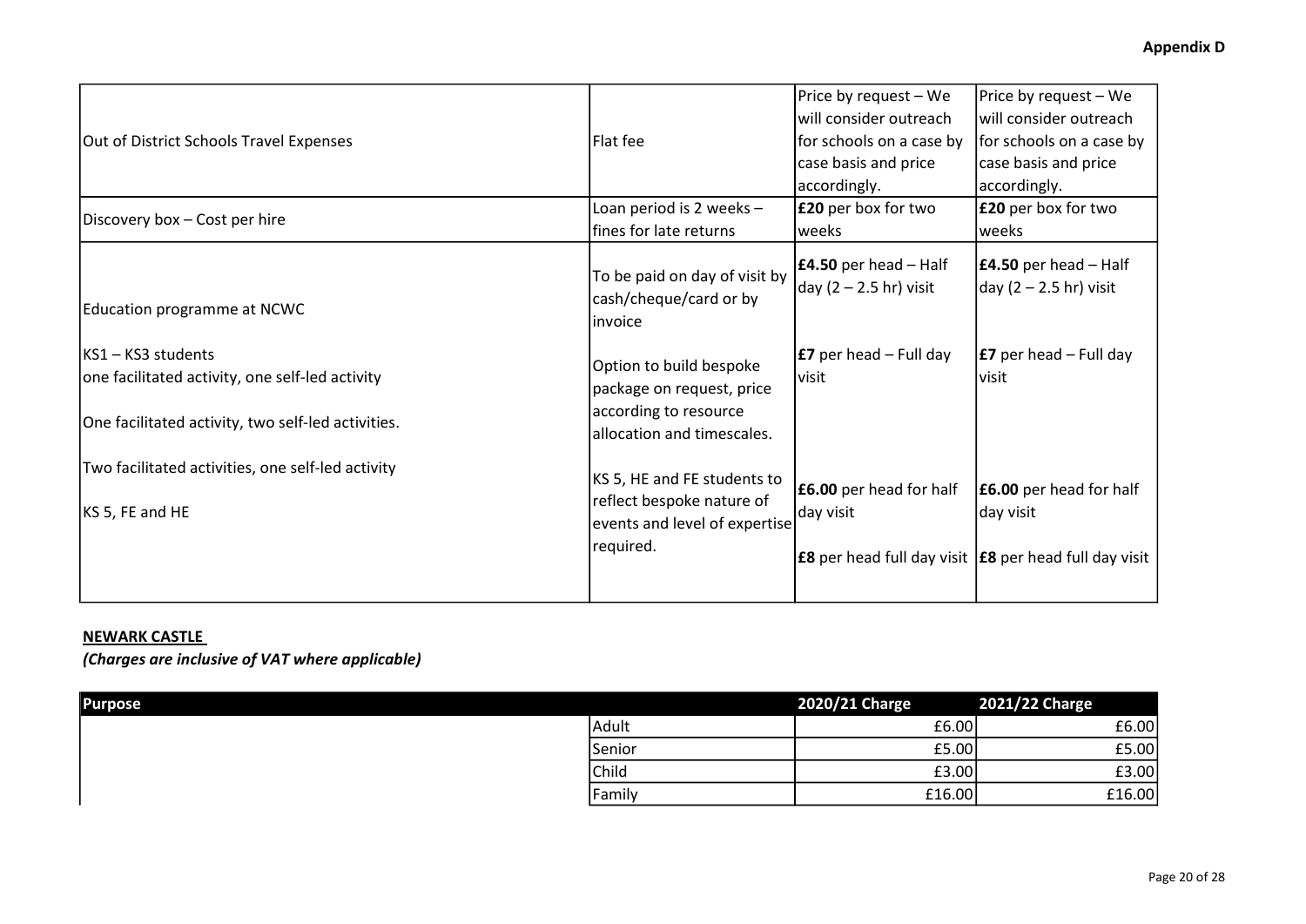| | | | |
|---|---|---|---|
| Out of District Schools Travel Expenses | Flat fee | Price by request – We will consider outreach for schools on a case by case basis and price accordingly. | Price by request – We will consider outreach for schools on a case by case basis and price accordingly. |
| Discovery box – Cost per hire | Loan period is 2 weeks – fines for late returns | **£20** per box for two weeks | **£20** per box for two weeks |
| Education programme at NCWC<br><br>KS1 – KS3 students<br>one facilitated activity, one self-led activity<br><br>One facilitated activity, two self-led activities.<br><br>Two facilitated activities, one self-led activity<br><br>KS 5, FE and HE | To be paid on day of visit by cash/cheque/card or by invoice<br><br>Option to build bespoke package on request, price according to resource allocation and timescales.<br><br>KS 5, HE and FE students to reflect bespoke nature of events and level of expertise required. | **£4.50** per head – Half day (2 – 2.5 hr) visit<br><br>**£7** per head – Full day visit<br><br>**£6.00** per head for half day visit<br><br>**£8** per head full day visit | **£4.50** per head – Half day (2 – 2.5 hr) visit<br><br>**£7** per head – Full day visit<br><br>**£6.00** per head for half day visit<br><br>**£8** per head full day visit |

**NEWARK CASTLE**

***(Charges are inclusive of VAT where applicable)***

| Purpose | | 2020/21 Charge | 2021/22 Charge |
|---|---|---|---|
| | Adult | £6.00 | £6.00 |
| | Senior | £5.00 | £5.00 |
| | Child | £3.00 | £3.00 |
| | Family | £16.00 | £16.00 |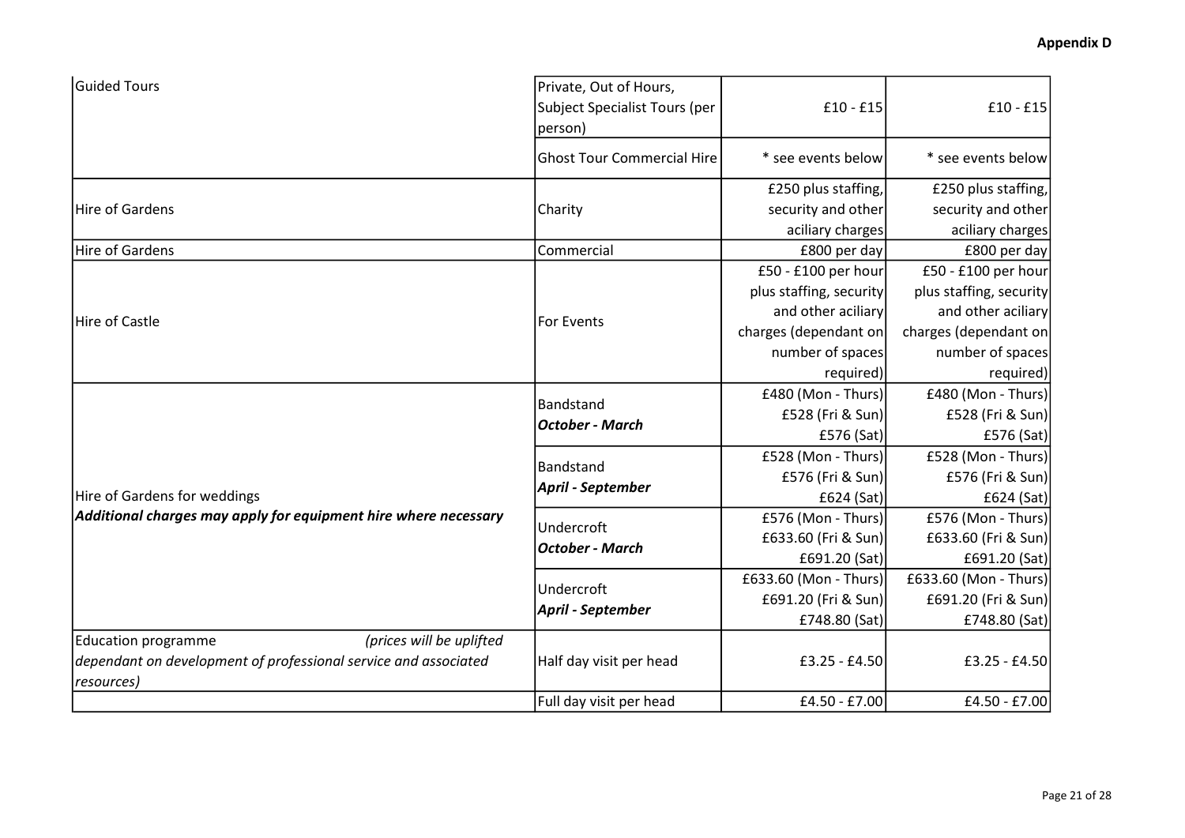| | | | |
|---|---|---|---|
| Guided Tours | Private, Out of Hours, Subject Specialist Tours (per person) | £10 - £15 | £10 - £15 |
| | Ghost Tour Commercial Hire | * see events below | * see events below |
| Hire of Gardens | Charity | £250 plus staffing, security and other aciliary charges | £250 plus staffing, security and other aciliary charges |
| Hire of Gardens | Commercial | £800 per day | £800 per day |
| Hire of Castle | For Events | £50 - £100 per hour plus staffing, security and other aciliary charges (dependant on number of spaces required) | £50 - £100 per hour plus staffing, security and other aciliary charges (dependant on number of spaces required) |
| Hire of Gardens for weddings<br>***Additional charges may apply for equipment hire where necessary*** | Bandstand<br>***October - March*** | £480 (Mon - Thurs)<br>£528 (Fri & Sun)<br>£576 (Sat) | £480 (Mon - Thurs)<br>£528 (Fri & Sun)<br>£576 (Sat) |
| | Bandstand<br>***April - September*** | £528 (Mon - Thurs)<br>£576 (Fri & Sun)<br>£624 (Sat) | £528 (Mon - Thurs)<br>£576 (Fri & Sun)<br>£624 (Sat) |
| | Undercroft<br>***October - March*** | £576 (Mon - Thurs)<br>£633.60 (Fri & Sun)<br>£691.20 (Sat) | £576 (Mon - Thurs)<br>£633.60 (Fri & Sun)<br>£691.20 (Sat) |
| | Undercroft<br>***April - September*** | £633.60 (Mon - Thurs)<br>£691.20 (Fri & Sun)<br>£748.80 (Sat) | £633.60 (Mon - Thurs)<br>£691.20 (Fri & Sun)<br>£748.80 (Sat) |
| Education programme *(prices will be uplifted dependant on development of professional service and associated resources)* | Half day visit per head | £3.25 - £4.50 | £3.25 - £4.50 |
| | Full day visit per head | £4.50 - £7.00 | £4.50 - £7.00 |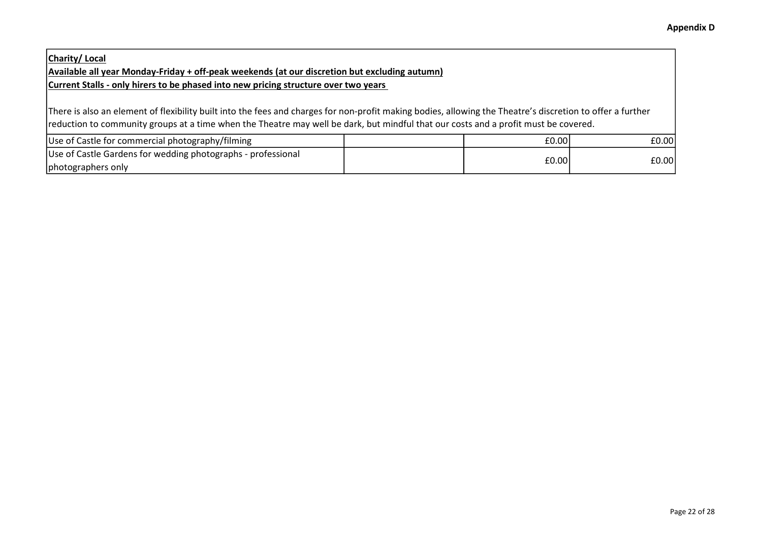**Appendix D**

**Charity/ Local**

**Available all year Monday-Friday + off-peak weekends (at our discretion but excluding autumn)**

**Current Stalls - only hirers to be phased into new pricing structure over two years**

There is also an element of flexibility built into the fees and charges for non-profit making bodies, allowing the Theatre's discretion to offer a further reduction to community groups at a time when the Theatre may well be dark, but mindful that our costs and a profit must be covered.

| | | | |
|---|---|---|---|
| Use of Castle for commercial photography/filming | | £0.00 | £0.00 |
| Use of Castle Gardens for wedding photographs - professional photographers only | | £0.00 | £0.00 |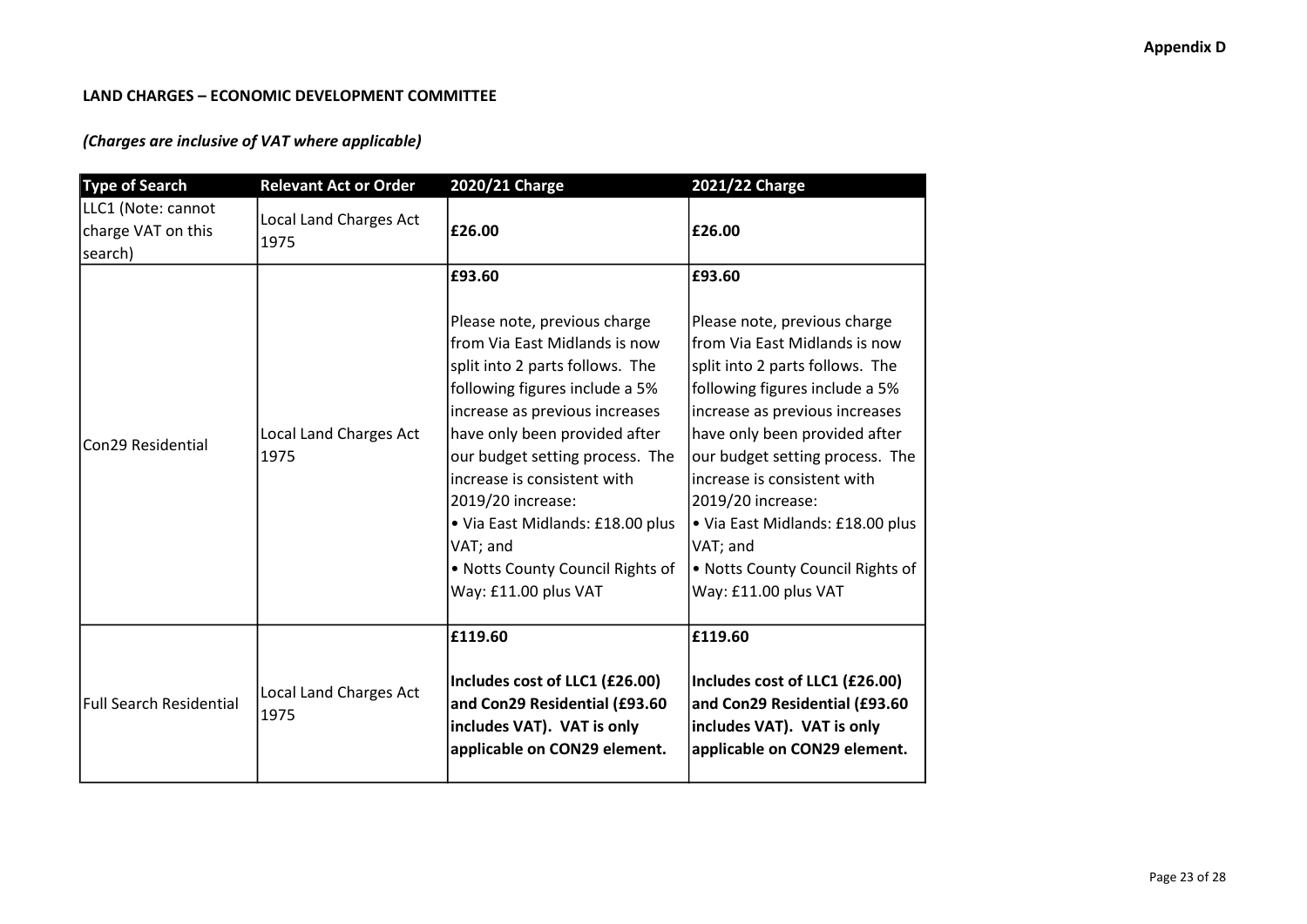**Appendix D**

**LAND CHARGES – ECONOMIC DEVELOPMENT COMMITTEE**

***(Charges are inclusive of VAT where applicable)***

| Type of Search | Relevant Act or Order | 2020/21 Charge | 2021/22 Charge |
|---|---|---|---|
| LLC1 (Note: cannot charge VAT on this search) | Local Land Charges Act 1975 | **£26.00** | **£26.00** |
| Con29 Residential | Local Land Charges Act 1975 | **£93.60**<br><br>Please note, previous charge from Via East Midlands is now split into 2 parts follows. The following figures include a 5% increase as previous increases have only been provided after our budget setting process. The increase is consistent with 2019/20 increase:<br>• Via East Midlands: £18.00 plus VAT; and<br>• Notts County Council Rights of Way: £11.00 plus VAT | **£93.60**<br><br>Please note, previous charge from Via East Midlands is now split into 2 parts follows. The following figures include a 5% increase as previous increases have only been provided after our budget setting process. The increase is consistent with 2019/20 increase:<br>• Via East Midlands: £18.00 plus VAT; and<br>• Notts County Council Rights of Way: £11.00 plus VAT |
| Full Search Residential | Local Land Charges Act 1975 | **£119.60**<br><br>**Includes cost of LLC1 (£26.00) and Con29 Residential (£93.60 includes VAT). VAT is only applicable on CON29 element.** | **£119.60**<br><br>**Includes cost of LLC1 (£26.00) and Con29 Residential (£93.60 includes VAT). VAT is only applicable on CON29 element.** |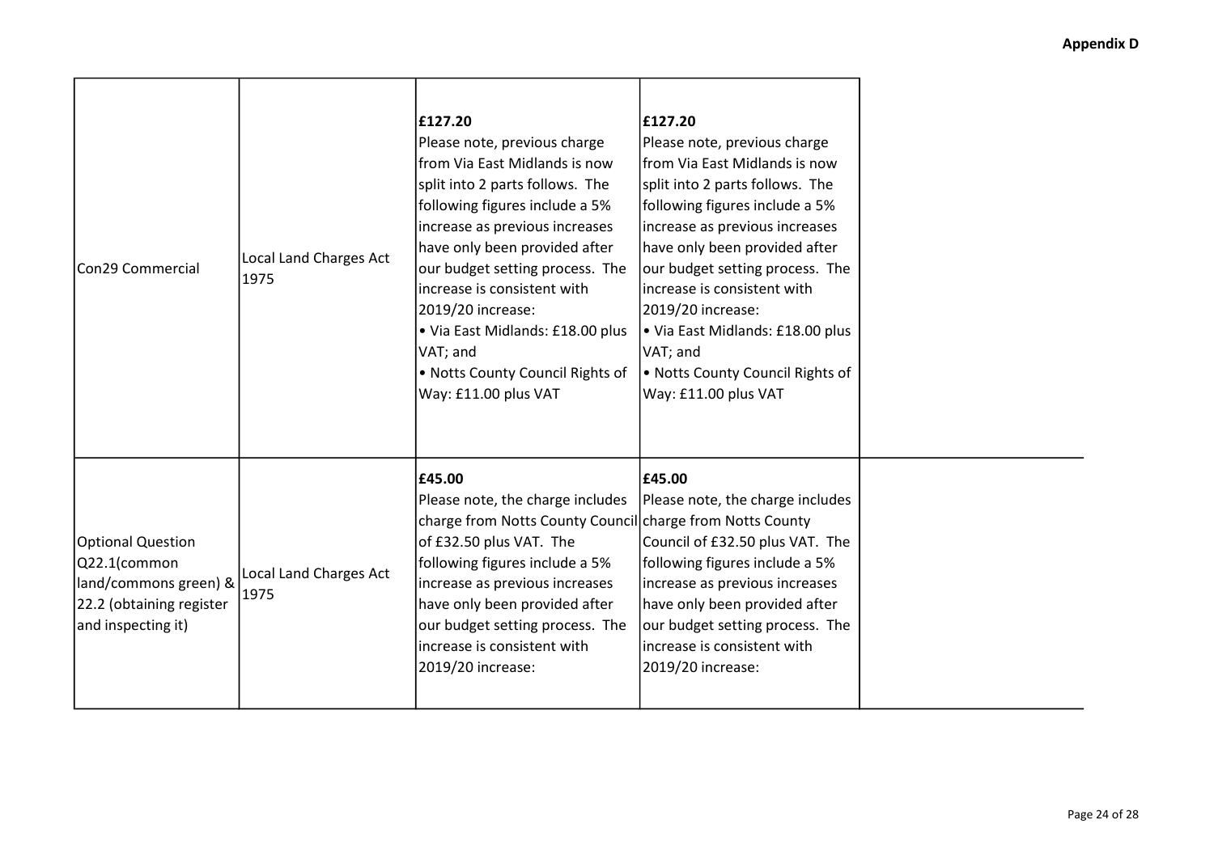**Appendix D**

| | | | | |
|---|---|---|---|---|
| Con29 Commercial | Local Land Charges Act 1975 | **£127.20**<br>Please note, previous charge from Via East Midlands is now split into 2 parts follows. The following figures include a 5% increase as previous increases have only been provided after our budget setting process. The increase is consistent with 2019/20 increase:<br>• Via East Midlands: £18.00 plus VAT; and<br>• Notts County Council Rights of Way: £11.00 plus VAT | **£127.20**<br>Please note, previous charge from Via East Midlands is now split into 2 parts follows. The following figures include a 5% increase as previous increases have only been provided after our budget setting process. The increase is consistent with 2019/20 increase:<br>• Via East Midlands: £18.00 plus VAT; and<br>• Notts County Council Rights of Way: £11.00 plus VAT | |
| Optional Question Q22.1(common land/commons green) & 22.2 (obtaining register and inspecting it) | Local Land Charges Act 1975 | **£45.00**<br>Please note, the charge includes charge from Notts County Council of £32.50 plus VAT. The following figures include a 5% increase as previous increases have only been provided after our budget setting process. The increase is consistent with 2019/20 increase: | **£45.00**<br>Please note, the charge includes charge from Notts County Council of £32.50 plus VAT. The following figures include a 5% increase as previous increases have only been provided after our budget setting process. The increase is consistent with 2019/20 increase: | |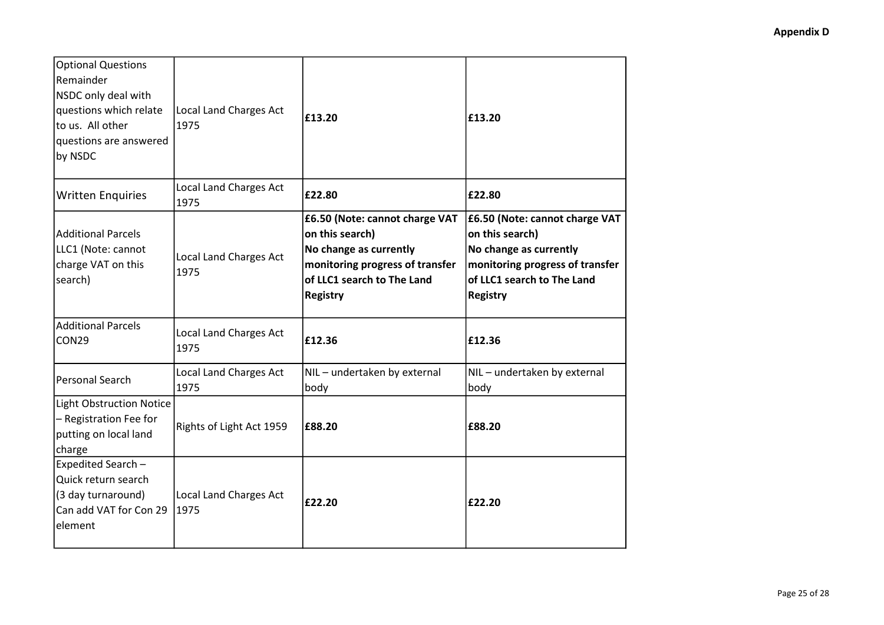**Appendix D**

| | | | |
|---|---|---|---|
| Optional Questions Remainder NSDC only deal with questions which relate to us. All other questions are answered by NSDC | Local Land Charges Act 1975 | **£13.20** | **£13.20** |
| Written Enquiries | Local Land Charges Act 1975 | **£22.80** | **£22.80** |
| Additional Parcels LLC1 (Note: cannot charge VAT on this search) | Local Land Charges Act 1975 | **£6.50 (Note: cannot charge VAT on this search) No change as currently monitoring progress of transfer of LLC1 search to The Land Registry** | **£6.50 (Note: cannot charge VAT on this search) No change as currently monitoring progress of transfer of LLC1 search to The Land Registry** |
| Additional Parcels CON29 | Local Land Charges Act 1975 | **£12.36** | **£12.36** |
| Personal Search | Local Land Charges Act 1975 | NIL – undertaken by external body | NIL – undertaken by external body |
| Light Obstruction Notice – Registration Fee for putting on local land charge | Rights of Light Act 1959 | **£88.20** | **£88.20** |
| Expedited Search – Quick return search (3 day turnaround) Can add VAT for Con 29 element | Local Land Charges Act 1975 | **£22.20** | **£22.20** |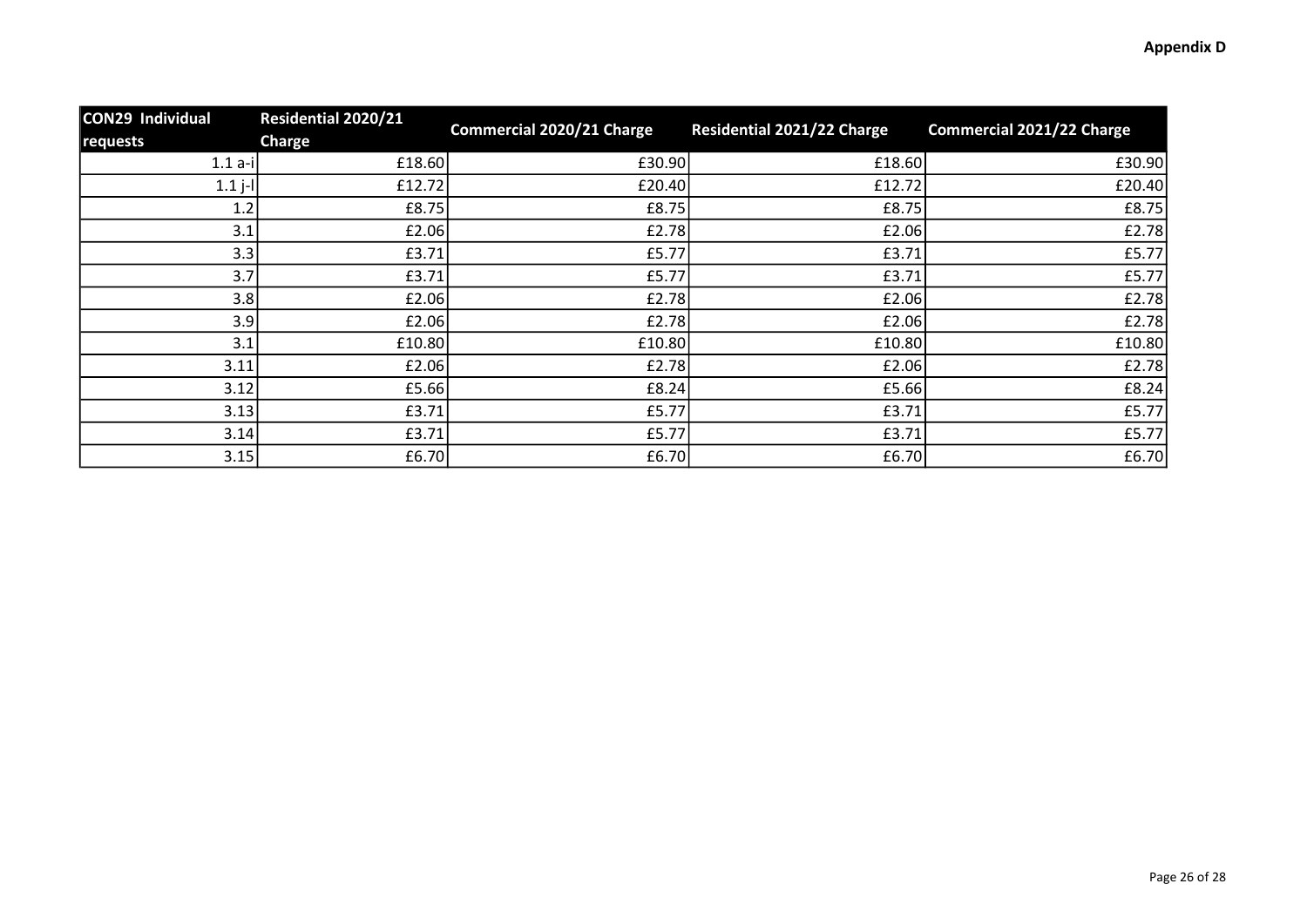**Appendix D**

| CON29 Individual requests | Residential 2020/21 Charge | Commercial 2020/21 Charge | Residential 2021/22 Charge | Commercial 2021/22 Charge |
|---|---|---|---|---|
| 1.1 a-i | £18.60 | £30.90 | £18.60 | £30.90 |
| 1.1 j-l | £12.72 | £20.40 | £12.72 | £20.40 |
| 1.2 | £8.75 | £8.75 | £8.75 | £8.75 |
| 3.1 | £2.06 | £2.78 | £2.06 | £2.78 |
| 3.3 | £3.71 | £5.77 | £3.71 | £5.77 |
| 3.7 | £3.71 | £5.77 | £3.71 | £5.77 |
| 3.8 | £2.06 | £2.78 | £2.06 | £2.78 |
| 3.9 | £2.06 | £2.78 | £2.06 | £2.78 |
| 3.1 | £10.80 | £10.80 | £10.80 | £10.80 |
| 3.11 | £2.06 | £2.78 | £2.06 | £2.78 |
| 3.12 | £5.66 | £8.24 | £5.66 | £8.24 |
| 3.13 | £3.71 | £5.77 | £3.71 | £5.77 |
| 3.14 | £3.71 | £5.77 | £3.71 | £5.77 |
| 3.15 | £6.70 | £6.70 | £6.70 | £6.70 |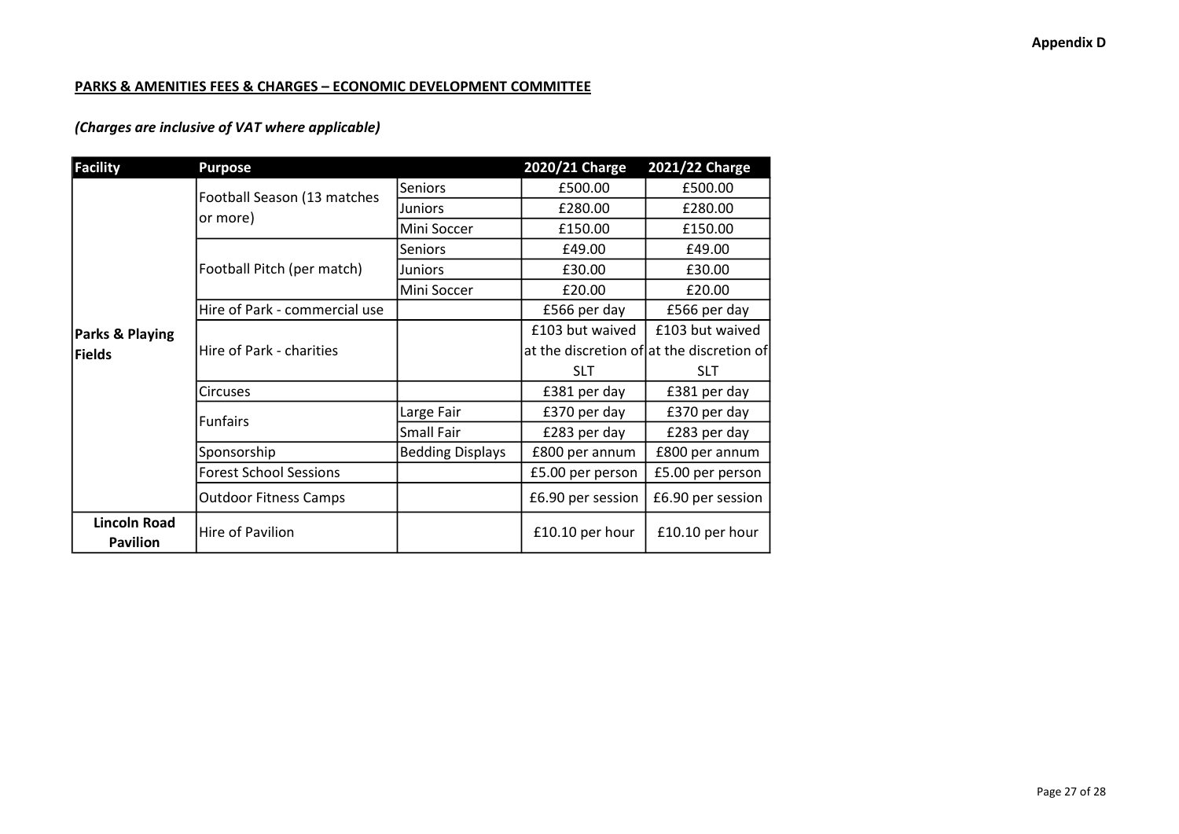Appendix D

**PARKS & AMENITIES FEES & CHARGES – ECONOMIC DEVELOPMENT COMMITTEE**

***(Charges are inclusive of VAT where applicable)***

| Facility | Purpose | | 2020/21 Charge | 2021/22 Charge |
|---|---|---|---|---|
| **Parks & Playing Fields** | Football Season (13 matches or more) | Seniors | £500.00 | £500.00 |
| | | Juniors | £280.00 | £280.00 |
| | | Mini Soccer | £150.00 | £150.00 |
| | Football Pitch (per match) | Seniors | £49.00 | £49.00 |
| | | Juniors | £30.00 | £30.00 |
| | | Mini Soccer | £20.00 | £20.00 |
| | Hire of Park - commercial use | | £566 per day | £566 per day |
| | Hire of Park - charities | | £103 but waived at the discretion of SLT | £103 but waived at the discretion of SLT |
| | Circuses | | £381 per day | £381 per day |
| | Funfairs | Large Fair | £370 per day | £370 per day |
| | | Small Fair | £283 per day | £283 per day |
| | Sponsorship | Bedding Displays | £800 per annum | £800 per annum |
| | Forest School Sessions | | £5.00 per person | £5.00 per person |
| | Outdoor Fitness Camps | | £6.90 per session | £6.90 per session |
| **Lincoln Road Pavilion** | Hire of Pavilion | | £10.10 per hour | £10.10 per hour |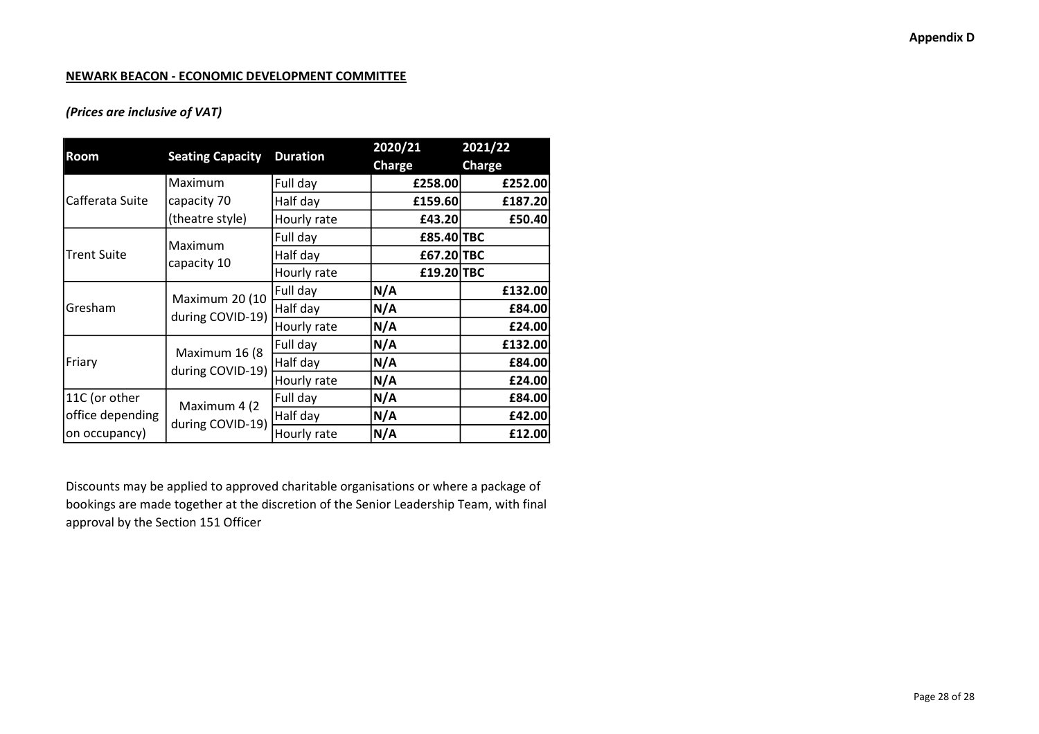**Appendix D**

**NEWARK BEACON - ECONOMIC DEVELOPMENT COMMITTEE**

***(Prices are inclusive of VAT)***

| Room | Seating Capacity | Duration | 2020/21 Charge | 2021/22 Charge |
|---|---|---|---|---|
| Cafferata Suite | Maximum capacity 70 (theatre style) | Full day | £258.00 | £252.00 |
| | | Half day | £159.60 | £187.20 |
| | | Hourly rate | £43.20 | £50.40 |
| Trent Suite | Maximum capacity 10 | Full day | £85.40 | TBC |
| | | Half day | £67.20 | TBC |
| | | Hourly rate | £19.20 | TBC |
| Gresham | Maximum 20 (10 during COVID-19) | Full day | N/A | £132.00 |
| | | Half day | N/A | £84.00 |
| | | Hourly rate | N/A | £24.00 |
| Friary | Maximum 16 (8 during COVID-19) | Full day | N/A | £132.00 |
| | | Half day | N/A | £84.00 |
| | | Hourly rate | N/A | £24.00 |
| 11C (or other office depending on occupancy) | Maximum 4 (2 during COVID-19) | Full day | N/A | £84.00 |
| | | Half day | N/A | £42.00 |
| | | Hourly rate | N/A | £12.00 |

Discounts may be applied to approved charitable organisations or where a package of bookings are made together at the discretion of the Senior Leadership Team, with final approval by the Section 151 Officer